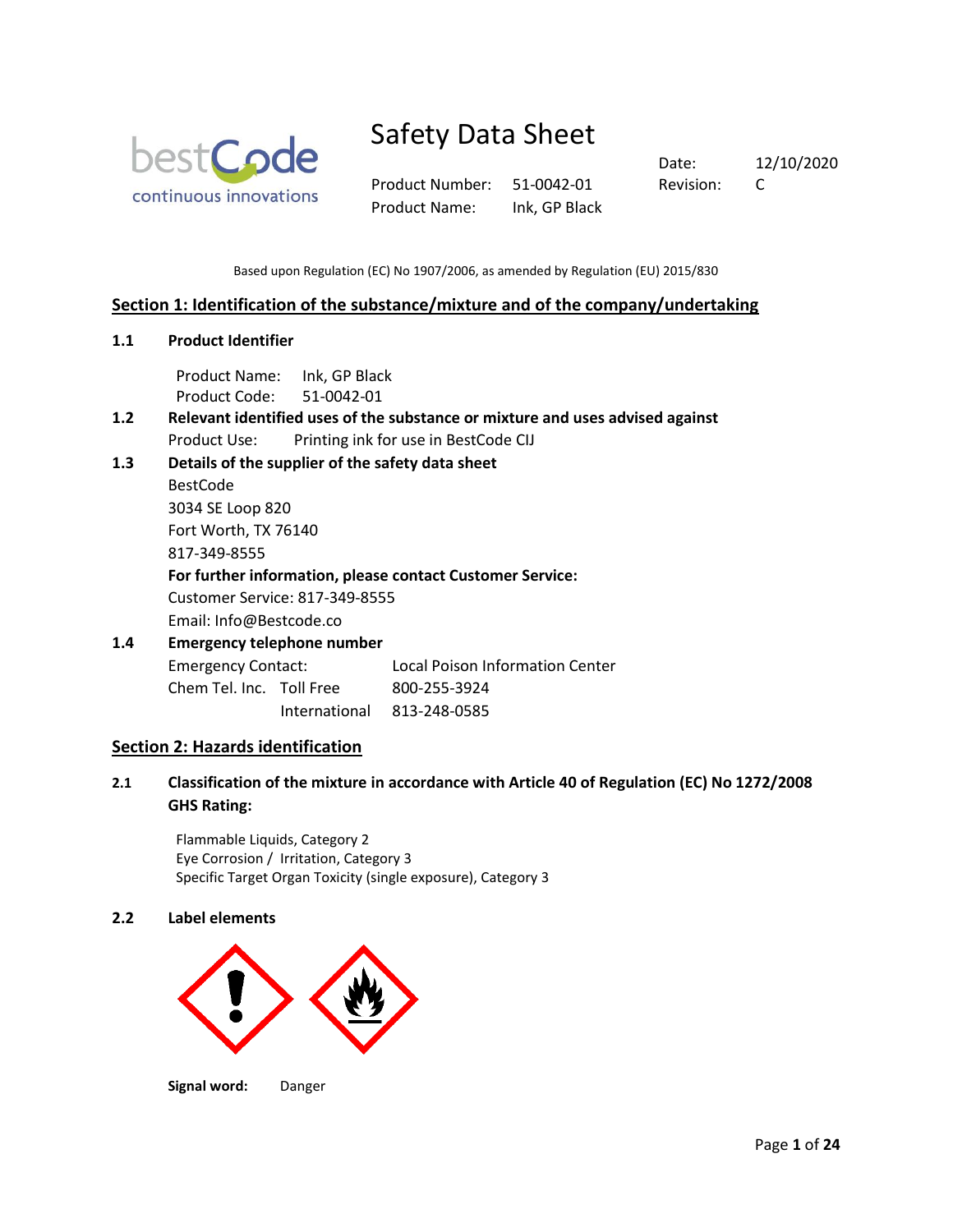# Safety Data Sheet

| | | | |
|---|---|---|---|
| Product Number: | 51-0042-01 | Date: | 12/10/2020 |
| Product Name: | Ink, GP Black | Revision: | C |

Based upon Regulation (EC) No 1907/2006, as amended by Regulation (EU) 2015/830

## Section 1: Identification of the substance/mixture and of the company/undertaking

### 1.1 Product Identifier

Product Name: Ink, GP Black
Product Code: 51-0042-01

### 1.2 Relevant identified uses of the substance or mixture and uses advised against

Product Use: Printing ink for use in BestCode CIJ

### 1.3 Details of the supplier of the safety data sheet

BestCode
3034 SE Loop 820
Fort Worth, TX 76140
817-349-8555

**For further information, please contact Customer Service:**

Customer Service: 817-349-8555
Email: Info@Bestcode.co

### 1.4 Emergency telephone number

| | | |
|---|---|---|
| Emergency Contact: | | Local Poison Information Center |
| Chem Tel. Inc. | Toll Free | 800-255-3924 |
| | International | 813-248-0585 |

## Section 2: Hazards identification

### 2.1 Classification of the mixture in accordance with Article 40 of Regulation (EC) No 1272/2008 GHS Rating:

Flammable Liquids, Category 2
Eye Corrosion / Irritation, Category 3
Specific Target Organ Toxicity (single exposure), Category 3

### 2.2 Label elements

**Signal word:** Danger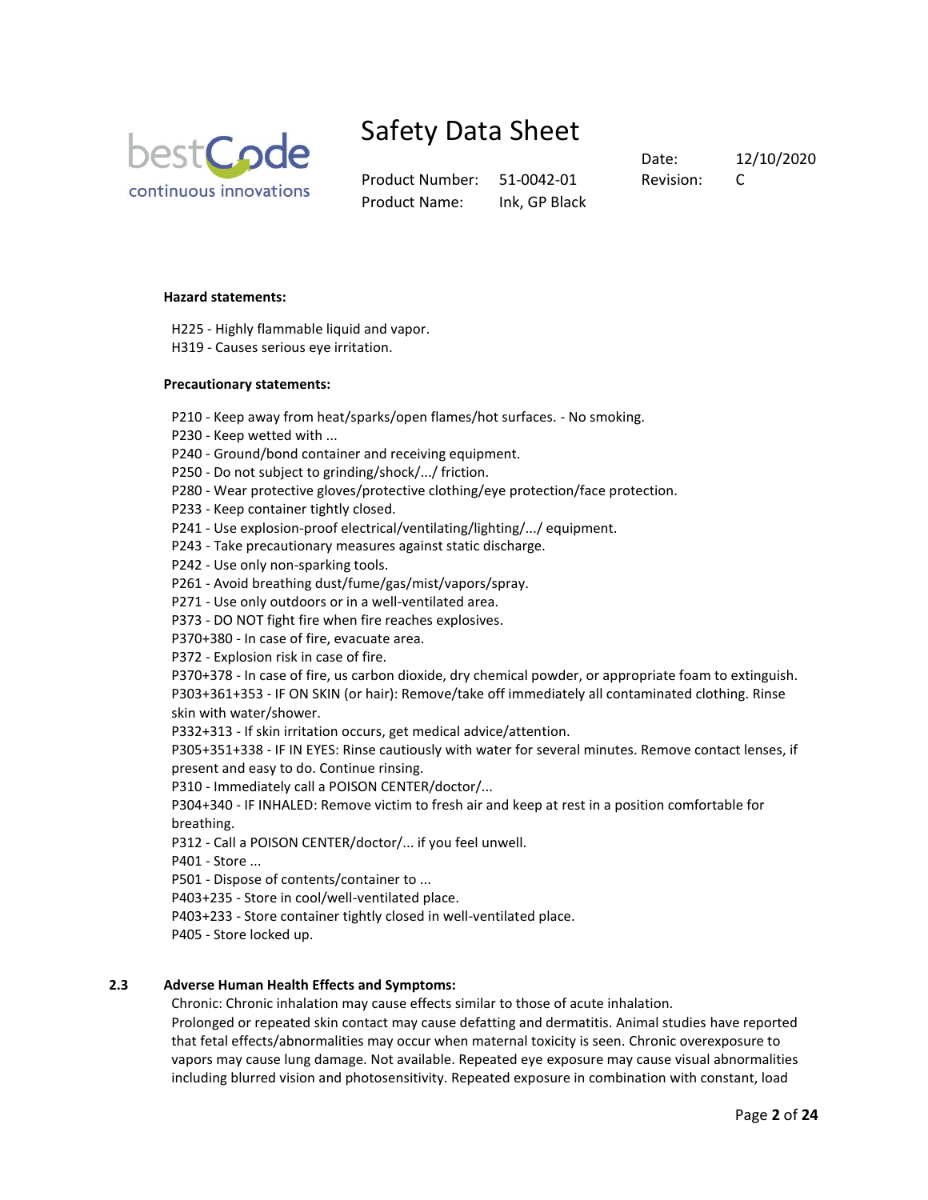**Hazard statements:**

H225 - Highly flammable liquid and vapor.
H319 - Causes serious eye irritation.

**Precautionary statements:**

P210 - Keep away from heat/sparks/open flames/hot surfaces. - No smoking.
P230 - Keep wetted with ...
P240 - Ground/bond container and receiving equipment.
P250 - Do not subject to grinding/shock/.../ friction.
P280 - Wear protective gloves/protective clothing/eye protection/face protection.
P233 - Keep container tightly closed.
P241 - Use explosion-proof electrical/ventilating/lighting/.../ equipment.
P243 - Take precautionary measures against static discharge.
P242 - Use only non-sparking tools.
P261 - Avoid breathing dust/fume/gas/mist/vapors/spray.
P271 - Use only outdoors or in a well-ventilated area.
P373 - DO NOT fight fire when fire reaches explosives.
P370+380 - In case of fire, evacuate area.
P372 - Explosion risk in case of fire.
P370+378 - In case of fire, us carbon dioxide, dry chemical powder, or appropriate foam to extinguish.
P303+361+353 - IF ON SKIN (or hair): Remove/take off immediately all contaminated clothing. Rinse skin with water/shower.
P332+313 - If skin irritation occurs, get medical advice/attention.
P305+351+338 - IF IN EYES: Rinse cautiously with water for several minutes. Remove contact lenses, if present and easy to do. Continue rinsing.
P310 - Immediately call a POISON CENTER/doctor/...
P304+340 - IF INHALED: Remove victim to fresh air and keep at rest in a position comfortable for breathing.
P312 - Call a POISON CENTER/doctor/... if you feel unwell.
P401 - Store ...
P501 - Dispose of contents/container to ...
P403+235 - Store in cool/well-ventilated place.
P403+233 - Store container tightly closed in well-ventilated place.
P405 - Store locked up.

## 2.3 Adverse Human Health Effects and Symptoms:

Chronic: Chronic inhalation may cause effects similar to those of acute inhalation.
Prolonged or repeated skin contact may cause defatting and dermatitis. Animal studies have reported that fetal effects/abnormalities may occur when maternal toxicity is seen. Chronic overexposure to vapors may cause lung damage. Not available. Repeated eye exposure may cause visual abnormalities including blurred vision and photosensitivity. Repeated exposure in combination with constant, load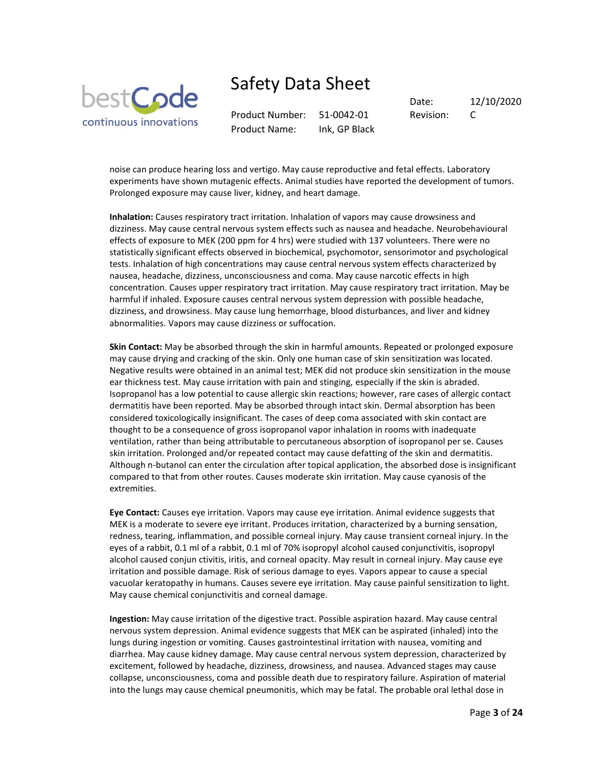noise can produce hearing loss and vertigo. May cause reproductive and fetal effects. Laboratory experiments have shown mutagenic effects. Animal studies have reported the development of tumors. Prolonged exposure may cause liver, kidney, and heart damage.

**Inhalation:** Causes respiratory tract irritation. Inhalation of vapors may cause drowsiness and dizziness. May cause central nervous system effects such as nausea and headache. Neurobehavioural effects of exposure to MEK (200 ppm for 4 hrs) were studied with 137 volunteers. There were no statistically significant effects observed in biochemical, psychomotor, sensorimotor and psychological tests. Inhalation of high concentrations may cause central nervous system effects characterized by nausea, headache, dizziness, unconsciousness and coma. May cause narcotic effects in high concentration. Causes upper respiratory tract irritation. May cause respiratory tract irritation. May be harmful if inhaled. Exposure causes central nervous system depression with possible headache, dizziness, and drowsiness. May cause lung hemorrhage, blood disturbances, and liver and kidney abnormalities. Vapors may cause dizziness or suffocation.

**Skin Contact:** May be absorbed through the skin in harmful amounts. Repeated or prolonged exposure may cause drying and cracking of the skin. Only one human case of skin sensitization was located. Negative results were obtained in an animal test; MEK did not produce skin sensitization in the mouse ear thickness test. May cause irritation with pain and stinging, especially if the skin is abraded. Isopropanol has a low potential to cause allergic skin reactions; however, rare cases of allergic contact dermatitis have been reported. May be absorbed through intact skin. Dermal absorption has been considered toxicologically insignificant. The cases of deep coma associated with skin contact are thought to be a consequence of gross isopropanol vapor inhalation in rooms with inadequate ventilation, rather than being attributable to percutaneous absorption of isopropanol per se. Causes skin irritation. Prolonged and/or repeated contact may cause defatting of the skin and dermatitis. Although n-butanol can enter the circulation after topical application, the absorbed dose is insignificant compared to that from other routes. Causes moderate skin irritation. May cause cyanosis of the extremities.

**Eye Contact:** Causes eye irritation. Vapors may cause eye irritation. Animal evidence suggests that MEK is a moderate to severe eye irritant. Produces irritation, characterized by a burning sensation, redness, tearing, inflammation, and possible corneal injury. May cause transient corneal injury. In the eyes of a rabbit, 0.1 ml of a rabbit, 0.1 ml of 70% isopropyl alcohol caused conjunctivitis, isopropyl alcohol caused conjun ctivitis, iritis, and corneal opacity. May result in corneal injury. May cause eye irritation and possible damage. Risk of serious damage to eyes. Vapors appear to cause a special vacuolar keratopathy in humans. Causes severe eye irritation. May cause painful sensitization to light. May cause chemical conjunctivitis and corneal damage.

**Ingestion:** May cause irritation of the digestive tract. Possible aspiration hazard. May cause central nervous system depression. Animal evidence suggests that MEK can be aspirated (inhaled) into the lungs during ingestion or vomiting. Causes gastrointestinal irritation with nausea, vomiting and diarrhea. May cause kidney damage. May cause central nervous system depression, characterized by excitement, followed by headache, dizziness, drowsiness, and nausea. Advanced stages may cause collapse, unconsciousness, coma and possible death due to respiratory failure. Aspiration of material into the lungs may cause chemical pneumonitis, which may be fatal. The probable oral lethal dose in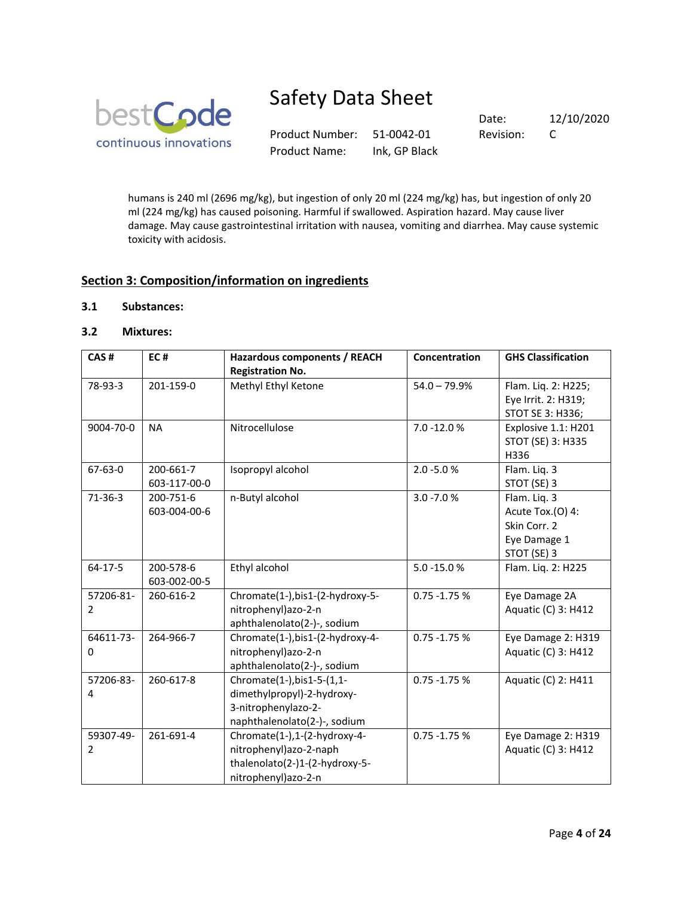humans is 240 ml (2696 mg/kg), but ingestion of only 20 ml (224 mg/kg) has, but ingestion of only 20 ml (224 mg/kg) has caused poisoning. Harmful if swallowed. Aspiration hazard. May cause liver damage. May cause gastrointestinal irritation with nausea, vomiting and diarrhea. May cause systemic toxicity with acidosis.

## Section 3: Composition/information on ingredients

### 3.1 Substances:

### 3.2 Mixtures:

| CAS # | EC # | Hazardous components / REACH Registration No. | Concentration | GHS Classification |
|---|---|---|---|---|
| 78-93-3 | 201-159-0 | Methyl Ethyl Ketone | 54.0 – 79.9% | Flam. Liq. 2: H225; Eye Irrit. 2: H319; STOT SE 3: H336; |
| 9004-70-0 | NA | Nitrocellulose | 7.0 -12.0 % | Explosive 1.1: H201 STOT (SE) 3: H335 H336 |
| 67-63-0 | 200-661-7 603-117-00-0 | Isopropyl alcohol | 2.0 -5.0 % | Flam. Liq. 3 STOT (SE) 3 |
| 71-36-3 | 200-751-6 603-004-00-6 | n-Butyl alcohol | 3.0 -7.0 % | Flam. Liq. 3 Acute Tox.(O) 4: Skin Corr. 2 Eye Damage 1 STOT (SE) 3 |
| 64-17-5 | 200-578-6 603-002-00-5 | Ethyl alcohol | 5.0 -15.0 % | Flam. Liq. 2: H225 |
| 57206-81-2 | 260-616-2 | Chromate(1-),bis1-(2-hydroxy-5-nitrophenyl)azo-2-naphthalenolato(2-)-, sodium | 0.75 -1.75 % | Eye Damage 2A Aquatic (C) 3: H412 |
| 64611-73-0 | 264-966-7 | Chromate(1-),bis1-(2-hydroxy-4-nitrophenyl)azo-2-naphthalenolato(2-)-, sodium | 0.75 -1.75 % | Eye Damage 2: H319 Aquatic (C) 3: H412 |
| 57206-83-4 | 260-617-8 | Chromate(1-),bis1-5-(1,1-dimethylpropyl)-2-hydroxy-3-nitrophenylazo-2-naphthalenolato(2-)-, sodium | 0.75 -1.75 % | Aquatic (C) 2: H411 |
| 59307-49-2 | 261-691-4 | Chromate(1-),1-(2-hydroxy-4-nitrophenyl)azo-2-naphthalenolato(2-)1-(2-hydroxy-5-nitrophenyl)azo-2-n | 0.75 -1.75 % | Eye Damage 2: H319 Aquatic (C) 3: H412 |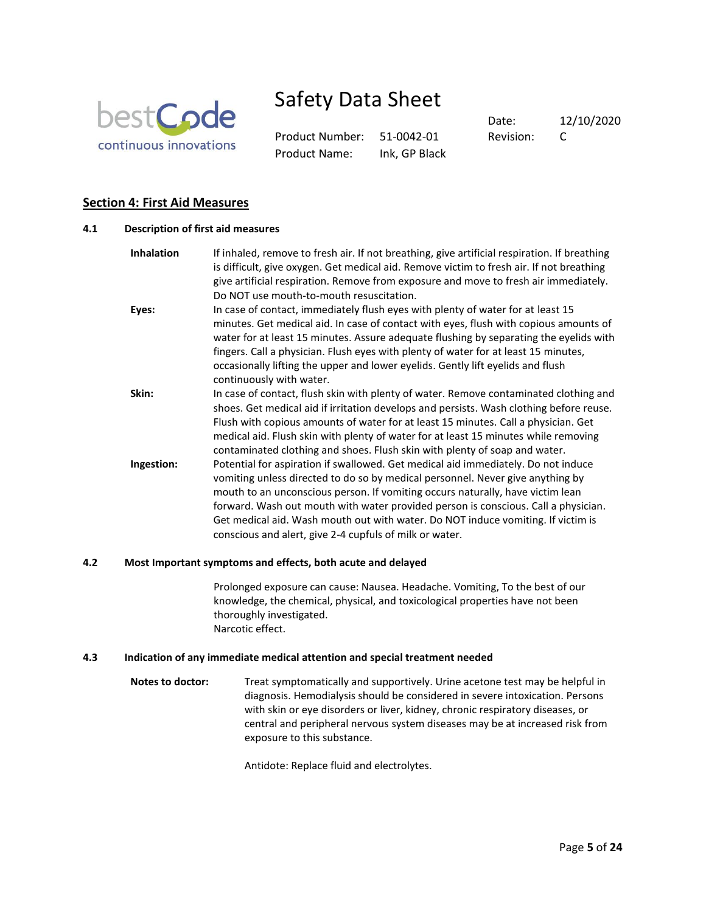## Section 4: First Aid Measures

### 4.1 Description of first aid measures

**Inhalation** If inhaled, remove to fresh air. If not breathing, give artificial respiration. If breathing is difficult, give oxygen. Get medical aid. Remove victim to fresh air. If not breathing give artificial respiration. Remove from exposure and move to fresh air immediately. Do NOT use mouth-to-mouth resuscitation.

**Eyes:** In case of contact, immediately flush eyes with plenty of water for at least 15 minutes. Get medical aid. In case of contact with eyes, flush with copious amounts of water for at least 15 minutes. Assure adequate flushing by separating the eyelids with fingers. Call a physician. Flush eyes with plenty of water for at least 15 minutes, occasionally lifting the upper and lower eyelids. Gently lift eyelids and flush continuously with water.

**Skin:** In case of contact, flush skin with plenty of water. Remove contaminated clothing and shoes. Get medical aid if irritation develops and persists. Wash clothing before reuse. Flush with copious amounts of water for at least 15 minutes. Call a physician. Get medical aid. Flush skin with plenty of water for at least 15 minutes while removing contaminated clothing and shoes. Flush skin with plenty of soap and water.

**Ingestion:** Potential for aspiration if swallowed. Get medical aid immediately. Do not induce vomiting unless directed to do so by medical personnel. Never give anything by mouth to an unconscious person. If vomiting occurs naturally, have victim lean forward. Wash out mouth with water provided person is conscious. Call a physician. Get medical aid. Wash mouth out with water. Do NOT induce vomiting. If victim is conscious and alert, give 2-4 cupfuls of milk or water.

### 4.2 Most Important symptoms and effects, both acute and delayed

Prolonged exposure can cause: Nausea. Headache. Vomiting, To the best of our knowledge, the chemical, physical, and toxicological properties have not been thoroughly investigated.
Narcotic effect.

### 4.3 Indication of any immediate medical attention and special treatment needed

**Notes to doctor:** Treat symptomatically and supportively. Urine acetone test may be helpful in diagnosis. Hemodialysis should be considered in severe intoxication. Persons with skin or eye disorders or liver, kidney, chronic respiratory diseases, or central and peripheral nervous system diseases may be at increased risk from exposure to this substance.

Antidote: Replace fluid and electrolytes.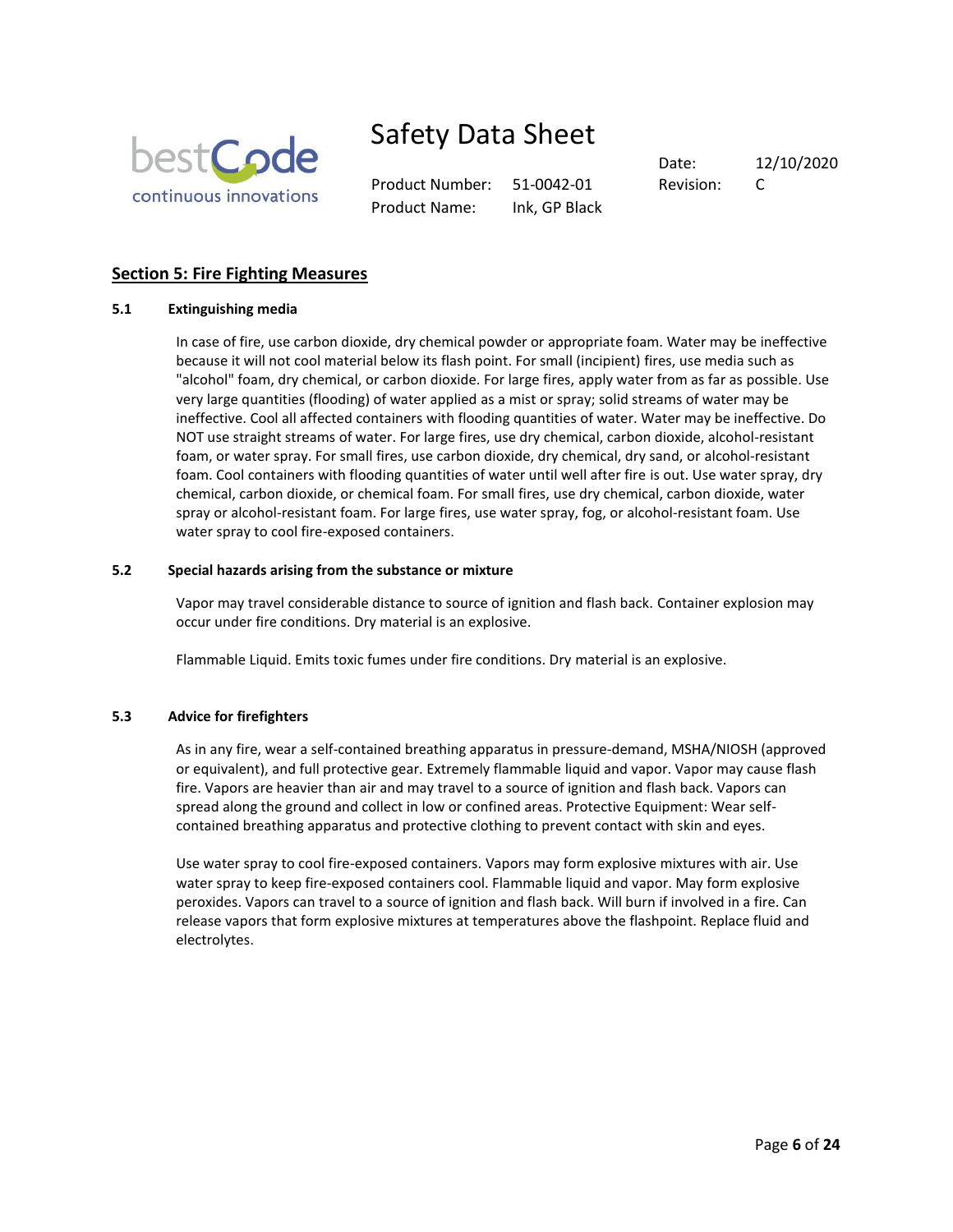## Section 5: Fire Fighting Measures

### 5.1 Extinguishing media

In case of fire, use carbon dioxide, dry chemical powder or appropriate foam. Water may be ineffective because it will not cool material below its flash point. For small (incipient) fires, use media such as "alcohol" foam, dry chemical, or carbon dioxide. For large fires, apply water from as far as possible. Use very large quantities (flooding) of water applied as a mist or spray; solid streams of water may be ineffective. Cool all affected containers with flooding quantities of water. Water may be ineffective. Do NOT use straight streams of water. For large fires, use dry chemical, carbon dioxide, alcohol-resistant foam, or water spray. For small fires, use carbon dioxide, dry chemical, dry sand, or alcohol-resistant foam. Cool containers with flooding quantities of water until well after fire is out. Use water spray, dry chemical, carbon dioxide, or chemical foam. For small fires, use dry chemical, carbon dioxide, water spray or alcohol-resistant foam. For large fires, use water spray, fog, or alcohol-resistant foam. Use water spray to cool fire-exposed containers.

### 5.2 Special hazards arising from the substance or mixture

Vapor may travel considerable distance to source of ignition and flash back. Container explosion may occur under fire conditions. Dry material is an explosive.

Flammable Liquid. Emits toxic fumes under fire conditions. Dry material is an explosive.

### 5.3 Advice for firefighters

As in any fire, wear a self-contained breathing apparatus in pressure-demand, MSHA/NIOSH (approved or equivalent), and full protective gear. Extremely flammable liquid and vapor. Vapor may cause flash fire. Vapors are heavier than air and may travel to a source of ignition and flash back. Vapors can spread along the ground and collect in low or confined areas. Protective Equipment: Wear self-contained breathing apparatus and protective clothing to prevent contact with skin and eyes.

Use water spray to cool fire-exposed containers. Vapors may form explosive mixtures with air. Use water spray to keep fire-exposed containers cool. Flammable liquid and vapor. May form explosive peroxides. Vapors can travel to a source of ignition and flash back. Will burn if involved in a fire. Can release vapors that form explosive mixtures at temperatures above the flashpoint. Replace fluid and electrolytes.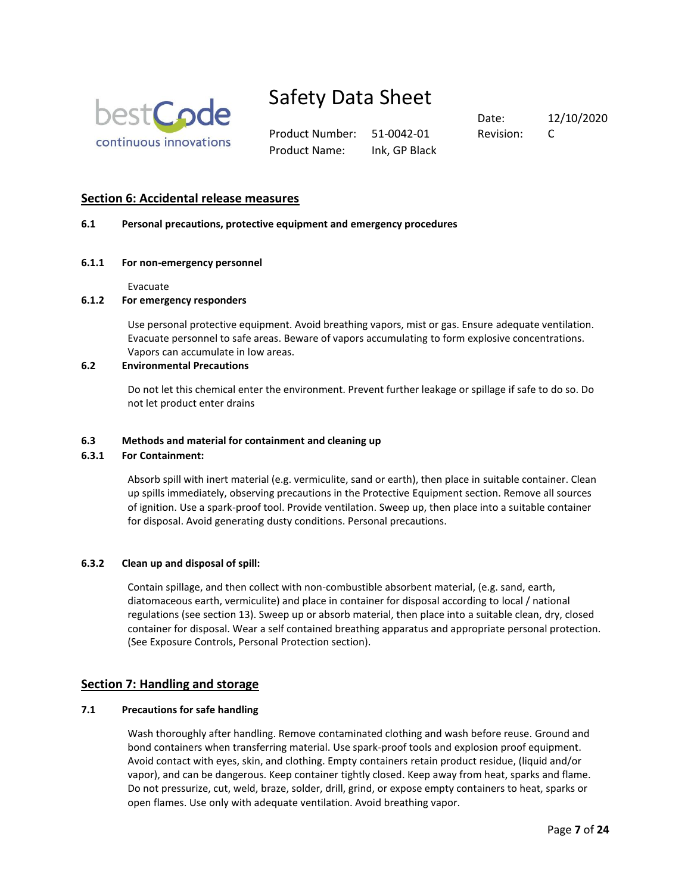## Section 6: Accidental release measures

### 6.1 Personal precautions, protective equipment and emergency procedures

#### 6.1.1 For non-emergency personnel

Evacuate

#### 6.1.2 For emergency responders

Use personal protective equipment. Avoid breathing vapors, mist or gas. Ensure adequate ventilation. Evacuate personnel to safe areas. Beware of vapors accumulating to form explosive concentrations. Vapors can accumulate in low areas.

### 6.2 Environmental Precautions

Do not let this chemical enter the environment. Prevent further leakage or spillage if safe to do so. Do not let product enter drains

### 6.3 Methods and material for containment and cleaning up

#### 6.3.1 For Containment:

Absorb spill with inert material (e.g. vermiculite, sand or earth), then place in suitable container. Clean up spills immediately, observing precautions in the Protective Equipment section. Remove all sources of ignition. Use a spark-proof tool. Provide ventilation. Sweep up, then place into a suitable container for disposal. Avoid generating dusty conditions. Personal precautions.

#### 6.3.2 Clean up and disposal of spill:

Contain spillage, and then collect with non-combustible absorbent material, (e.g. sand, earth, diatomaceous earth, vermiculite) and place in container for disposal according to local / national regulations (see section 13). Sweep up or absorb material, then place into a suitable clean, dry, closed container for disposal. Wear a self contained breathing apparatus and appropriate personal protection. (See Exposure Controls, Personal Protection section).

## Section 7: Handling and storage

### 7.1 Precautions for safe handling

Wash thoroughly after handling. Remove contaminated clothing and wash before reuse. Ground and bond containers when transferring material. Use spark-proof tools and explosion proof equipment. Avoid contact with eyes, skin, and clothing. Empty containers retain product residue, (liquid and/or vapor), and can be dangerous. Keep container tightly closed. Keep away from heat, sparks and flame. Do not pressurize, cut, weld, braze, solder, drill, grind, or expose empty containers to heat, sparks or open flames. Use only with adequate ventilation. Avoid breathing vapor.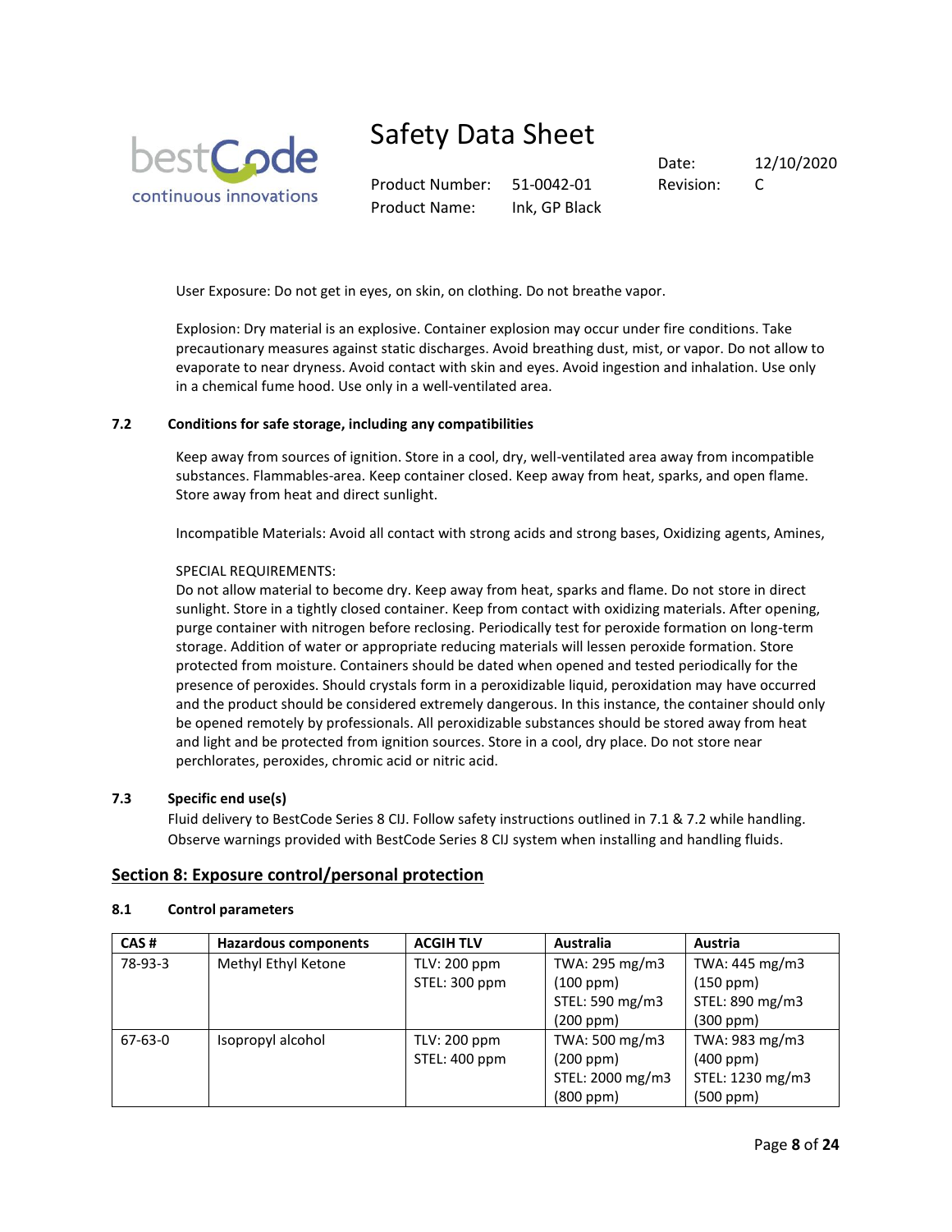User Exposure: Do not get in eyes, on skin, on clothing. Do not breathe vapor.

Explosion: Dry material is an explosive. Container explosion may occur under fire conditions. Take precautionary measures against static discharges. Avoid breathing dust, mist, or vapor. Do not allow to evaporate to near dryness. Avoid contact with skin and eyes. Avoid ingestion and inhalation. Use only in a chemical fume hood. Use only in a well-ventilated area.

### 7.2 Conditions for safe storage, including any compatibilities

Keep away from sources of ignition. Store in a cool, dry, well-ventilated area away from incompatible substances. Flammables-area. Keep container closed. Keep away from heat, sparks, and open flame. Store away from heat and direct sunlight.

Incompatible Materials: Avoid all contact with strong acids and strong bases, Oxidizing agents, Amines,

SPECIAL REQUIREMENTS:
Do not allow material to become dry. Keep away from heat, sparks and flame. Do not store in direct sunlight. Store in a tightly closed container. Keep from contact with oxidizing materials. After opening, purge container with nitrogen before reclosing. Periodically test for peroxide formation on long-term storage. Addition of water or appropriate reducing materials will lessen peroxide formation. Store protected from moisture. Containers should be dated when opened and tested periodically for the presence of peroxides. Should crystals form in a peroxidizable liquid, peroxidation may have occurred and the product should be considered extremely dangerous. In this instance, the container should only be opened remotely by professionals. All peroxidizable substances should be stored away from heat and light and be protected from ignition sources. Store in a cool, dry place. Do not store near perchlorates, peroxides, chromic acid or nitric acid.

### 7.3 Specific end use(s)

Fluid delivery to BestCode Series 8 CIJ. Follow safety instructions outlined in 7.1 & 7.2 while handling. Observe warnings provided with BestCode Series 8 CIJ system when installing and handling fluids.

## Section 8: Exposure control/personal protection

### 8.1 Control parameters

| CAS # | Hazardous components | ACGIH TLV | Australia | Austria |
|---|---|---|---|---|
| 78-93-3 | Methyl Ethyl Ketone | TLV: 200 ppm<br>STEL: 300 ppm | TWA: 295 mg/m3 (100 ppm)<br>STEL: 590 mg/m3 (200 ppm) | TWA: 445 mg/m3 (150 ppm)<br>STEL: 890 mg/m3 (300 ppm) |
| 67-63-0 | Isopropyl alcohol | TLV: 200 ppm<br>STEL: 400 ppm | TWA: 500 mg/m3 (200 ppm)<br>STEL: 2000 mg/m3 (800 ppm) | TWA: 983 mg/m3 (400 ppm)<br>STEL: 1230 mg/m3 (500 ppm) |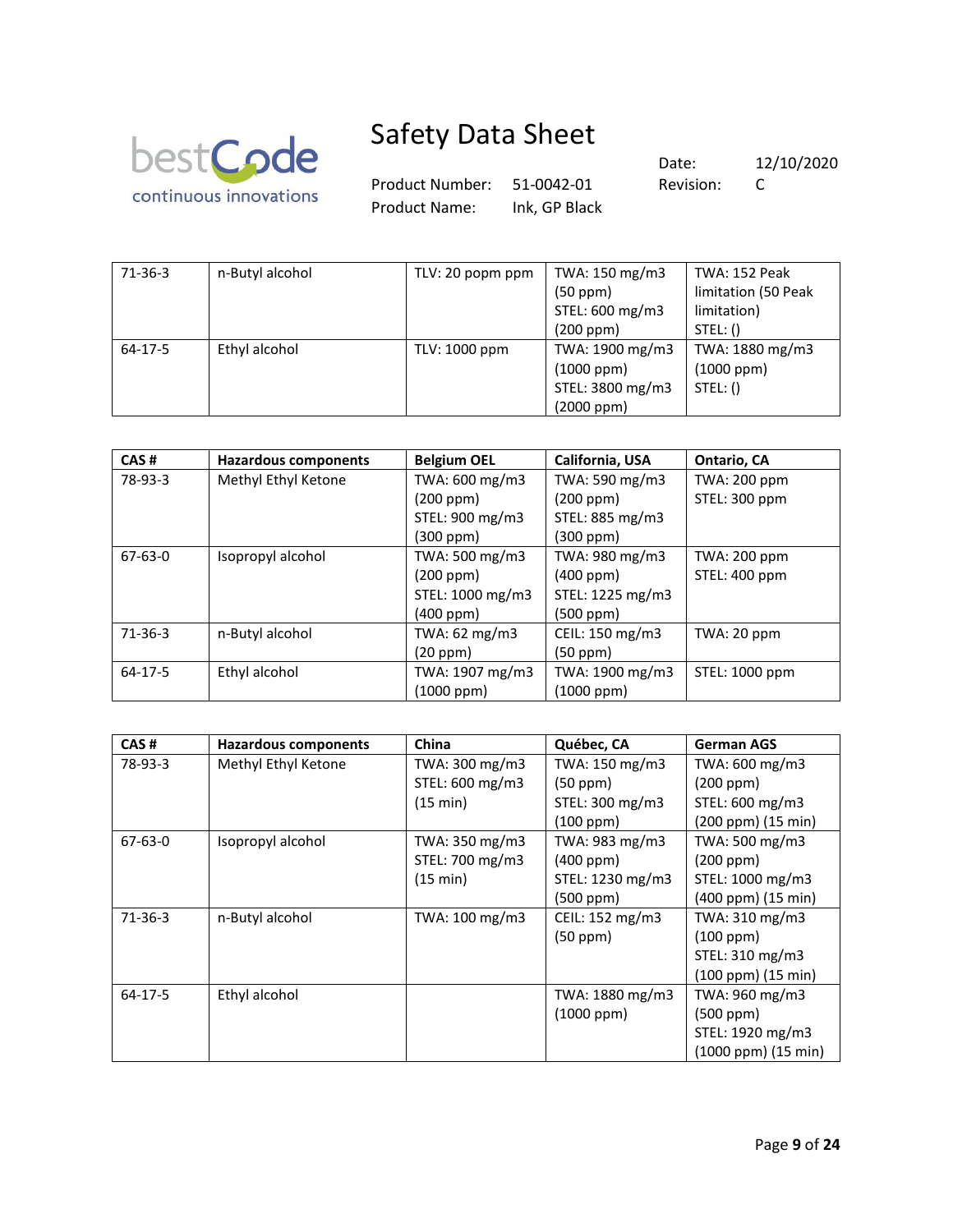| | | | | |
|---|---|---|---|---|
| 71-36-3 | n-Butyl alcohol | TLV: 20 popm ppm | TWA: 150 mg/m3 (50 ppm) STEL: 600 mg/m3 (200 ppm) | TWA: 152 Peak limitation (50 Peak limitation) STEL: () |
| 64-17-5 | Ethyl alcohol | TLV: 1000 ppm | TWA: 1900 mg/m3 (1000 ppm) STEL: 3800 mg/m3 (2000 ppm) | TWA: 1880 mg/m3 (1000 ppm) STEL: () |

| CAS # | Hazardous components | Belgium OEL | California, USA | Ontario, CA |
|---|---|---|---|---|
| 78-93-3 | Methyl Ethyl Ketone | TWA: 600 mg/m3 (200 ppm) STEL: 900 mg/m3 (300 ppm) | TWA: 590 mg/m3 (200 ppm) STEL: 885 mg/m3 (300 ppm) | TWA: 200 ppm STEL: 300 ppm |
| 67-63-0 | Isopropyl alcohol | TWA: 500 mg/m3 (200 ppm) STEL: 1000 mg/m3 (400 ppm) | TWA: 980 mg/m3 (400 ppm) STEL: 1225 mg/m3 (500 ppm) | TWA: 200 ppm STEL: 400 ppm |
| 71-36-3 | n-Butyl alcohol | TWA: 62 mg/m3 (20 ppm) | CEIL: 150 mg/m3 (50 ppm) | TWA: 20 ppm |
| 64-17-5 | Ethyl alcohol | TWA: 1907 mg/m3 (1000 ppm) | TWA: 1900 mg/m3 (1000 ppm) | STEL: 1000 ppm |

| CAS # | Hazardous components | China | Québec, CA | German AGS |
|---|---|---|---|---|
| 78-93-3 | Methyl Ethyl Ketone | TWA: 300 mg/m3 STEL: 600 mg/m3 (15 min) | TWA: 150 mg/m3 (50 ppm) STEL: 300 mg/m3 (100 ppm) | TWA: 600 mg/m3 (200 ppm) STEL: 600 mg/m3 (200 ppm) (15 min) |
| 67-63-0 | Isopropyl alcohol | TWA: 350 mg/m3 STEL: 700 mg/m3 (15 min) | TWA: 983 mg/m3 (400 ppm) STEL: 1230 mg/m3 (500 ppm) | TWA: 500 mg/m3 (200 ppm) STEL: 1000 mg/m3 (400 ppm) (15 min) |
| 71-36-3 | n-Butyl alcohol | TWA: 100 mg/m3 | CEIL: 152 mg/m3 (50 ppm) | TWA: 310 mg/m3 (100 ppm) STEL: 310 mg/m3 (100 ppm) (15 min) |
| 64-17-5 | Ethyl alcohol | | TWA: 1880 mg/m3 (1000 ppm) | TWA: 960 mg/m3 (500 ppm) STEL: 1920 mg/m3 (1000 ppm) (15 min) |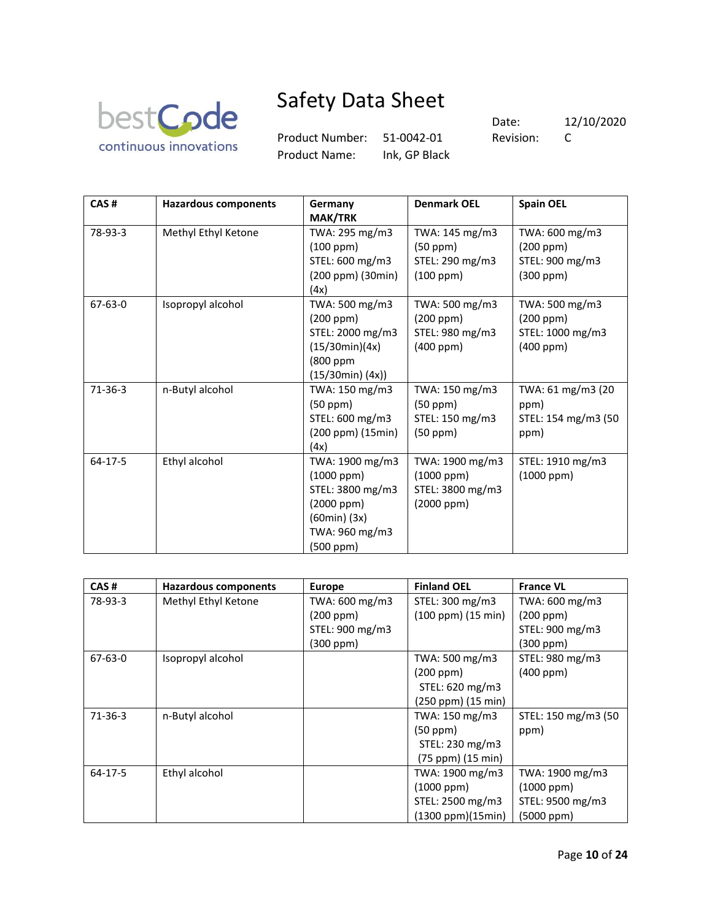| CAS # | Hazardous components | Germany MAK/TRK | Denmark OEL | Spain OEL |
|---|---|---|---|---|
| 78-93-3 | Methyl Ethyl Ketone | TWA: 295 mg/m3 (100 ppm) STEL: 600 mg/m3 (200 ppm) (30min) (4x) | TWA: 145 mg/m3 (50 ppm) STEL: 290 mg/m3 (100 ppm) | TWA: 600 mg/m3 (200 ppm) STEL: 900 mg/m3 (300 ppm) |
| 67-63-0 | Isopropyl alcohol | TWA: 500 mg/m3 (200 ppm) STEL: 2000 mg/m3 (15/30min)(4x) (800 ppm (15/30min) (4x)) | TWA: 500 mg/m3 (200 ppm) STEL: 980 mg/m3 (400 ppm) | TWA: 500 mg/m3 (200 ppm) STEL: 1000 mg/m3 (400 ppm) |
| 71-36-3 | n-Butyl alcohol | TWA: 150 mg/m3 (50 ppm) STEL: 600 mg/m3 (200 ppm) (15min) (4x) | TWA: 150 mg/m3 (50 ppm) STEL: 150 mg/m3 (50 ppm) | TWA: 61 mg/m3 (20 ppm) STEL: 154 mg/m3 (50 ppm) |
| 64-17-5 | Ethyl alcohol | TWA: 1900 mg/m3 (1000 ppm) STEL: 3800 mg/m3 (2000 ppm) (60min) (3x) TWA: 960 mg/m3 (500 ppm) | TWA: 1900 mg/m3 (1000 ppm) STEL: 3800 mg/m3 (2000 ppm) | STEL: 1910 mg/m3 (1000 ppm) |

| CAS # | Hazardous components | Europe | Finland OEL | France VL |
|---|---|---|---|---|
| 78-93-3 | Methyl Ethyl Ketone | TWA: 600 mg/m3 (200 ppm) STEL: 900 mg/m3 (300 ppm) | STEL: 300 mg/m3 (100 ppm) (15 min) | TWA: 600 mg/m3 (200 ppm) STEL: 900 mg/m3 (300 ppm) |
| 67-63-0 | Isopropyl alcohol | | TWA: 500 mg/m3 (200 ppm) STEL: 620 mg/m3 (250 ppm) (15 min) | STEL: 980 mg/m3 (400 ppm) |
| 71-36-3 | n-Butyl alcohol | | TWA: 150 mg/m3 (50 ppm) STEL: 230 mg/m3 (75 ppm) (15 min) | STEL: 150 mg/m3 (50 ppm) |
| 64-17-5 | Ethyl alcohol | | TWA: 1900 mg/m3 (1000 ppm) STEL: 2500 mg/m3 (1300 ppm)(15min) | TWA: 1900 mg/m3 (1000 ppm) STEL: 9500 mg/m3 (5000 ppm) |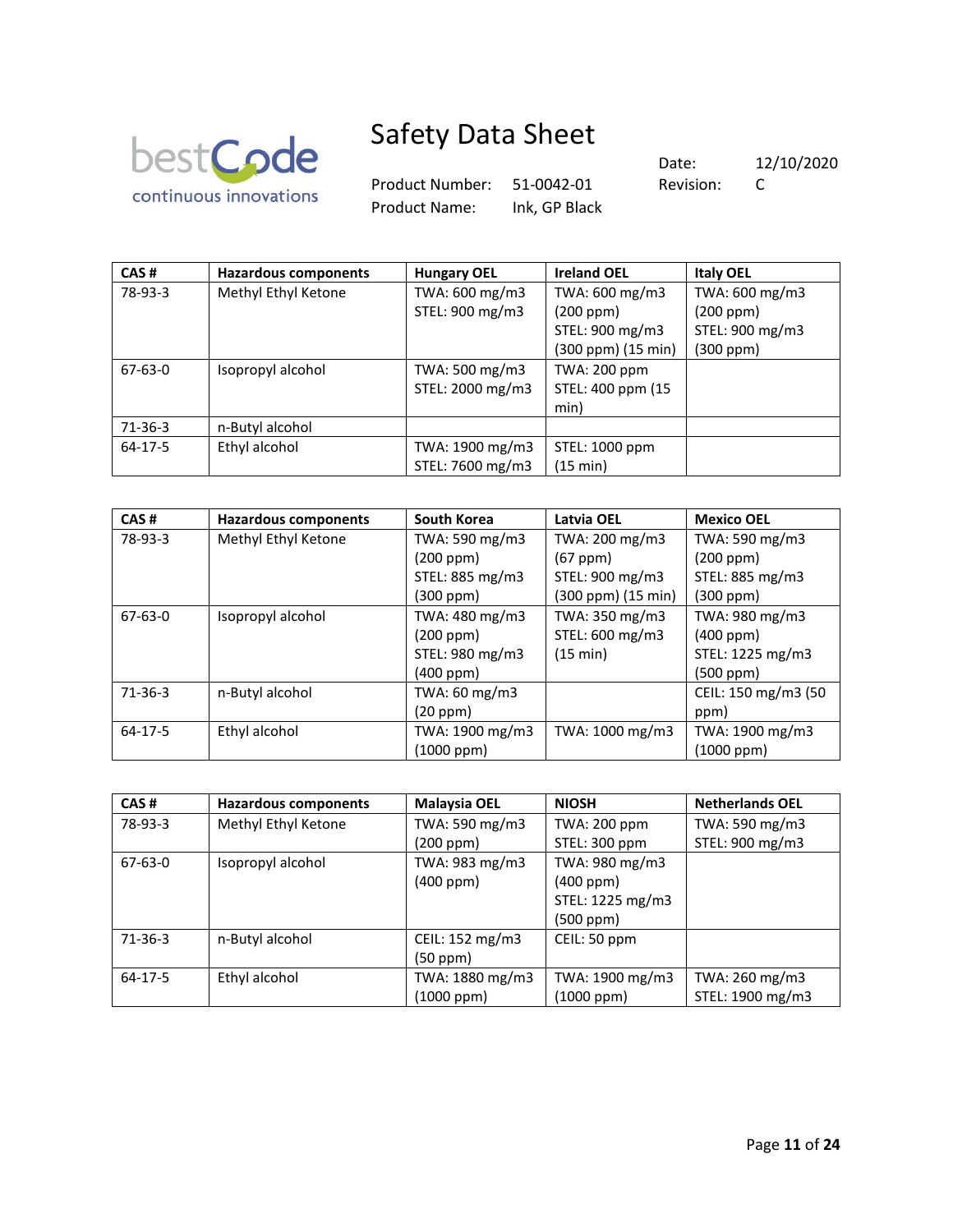| CAS # | Hazardous components | Hungary OEL | Ireland OEL | Italy OEL |
|---|---|---|---|---|
| 78-93-3 | Methyl Ethyl Ketone | TWA: 600 mg/m3<br>STEL: 900 mg/m3 | TWA: 600 mg/m3 (200 ppm)<br>STEL: 900 mg/m3 (300 ppm) (15 min) | TWA: 600 mg/m3 (200 ppm)<br>STEL: 900 mg/m3 (300 ppm) |
| 67-63-0 | Isopropyl alcohol | TWA: 500 mg/m3<br>STEL: 2000 mg/m3 | TWA: 200 ppm<br>STEL: 400 ppm (15 min) | |
| 71-36-3 | n-Butyl alcohol | | | |
| 64-17-5 | Ethyl alcohol | TWA: 1900 mg/m3<br>STEL: 7600 mg/m3 | STEL: 1000 ppm (15 min) | |

| CAS # | Hazardous components | South Korea | Latvia OEL | Mexico OEL |
|---|---|---|---|---|
| 78-93-3 | Methyl Ethyl Ketone | TWA: 590 mg/m3 (200 ppm)<br>STEL: 885 mg/m3 (300 ppm) | TWA: 200 mg/m3 (67 ppm)<br>STEL: 900 mg/m3 (300 ppm) (15 min) | TWA: 590 mg/m3 (200 ppm)<br>STEL: 885 mg/m3 (300 ppm) |
| 67-63-0 | Isopropyl alcohol | TWA: 480 mg/m3 (200 ppm)<br>STEL: 980 mg/m3 (400 ppm) | TWA: 350 mg/m3<br>STEL: 600 mg/m3 (15 min) | TWA: 980 mg/m3 (400 ppm)<br>STEL: 1225 mg/m3 (500 ppm) |
| 71-36-3 | n-Butyl alcohol | TWA: 60 mg/m3 (20 ppm) | | CEIL: 150 mg/m3 (50 ppm) |
| 64-17-5 | Ethyl alcohol | TWA: 1900 mg/m3 (1000 ppm) | TWA: 1000 mg/m3 | TWA: 1900 mg/m3 (1000 ppm) |

| CAS # | Hazardous components | Malaysia OEL | NIOSH | Netherlands OEL |
|---|---|---|---|---|
| 78-93-3 | Methyl Ethyl Ketone | TWA: 590 mg/m3 (200 ppm) | TWA: 200 ppm<br>STEL: 300 ppm | TWA: 590 mg/m3<br>STEL: 900 mg/m3 |
| 67-63-0 | Isopropyl alcohol | TWA: 983 mg/m3 (400 ppm) | TWA: 980 mg/m3 (400 ppm)<br>STEL: 1225 mg/m3 (500 ppm) | |
| 71-36-3 | n-Butyl alcohol | CEIL: 152 mg/m3 (50 ppm) | CEIL: 50 ppm | |
| 64-17-5 | Ethyl alcohol | TWA: 1880 mg/m3 (1000 ppm) | TWA: 1900 mg/m3 (1000 ppm) | TWA: 260 mg/m3<br>STEL: 1900 mg/m3 |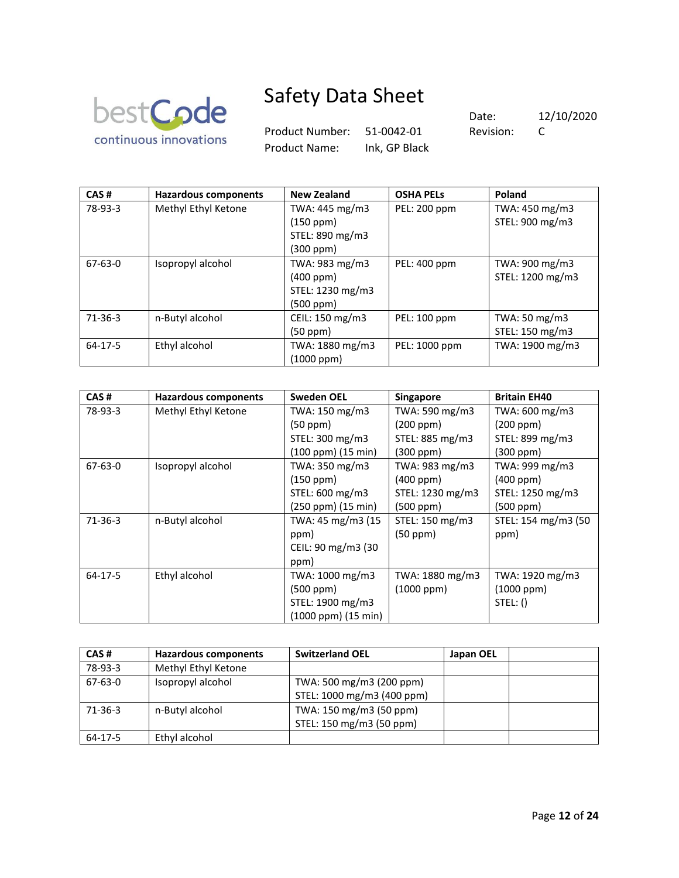| CAS # | Hazardous components | New Zealand | OSHA PELs | Poland |
|---|---|---|---|---|
| 78-93-3 | Methyl Ethyl Ketone | TWA: 445 mg/m3 (150 ppm) STEL: 890 mg/m3 (300 ppm) | PEL: 200 ppm | TWA: 450 mg/m3 STEL: 900 mg/m3 |
| 67-63-0 | Isopropyl alcohol | TWA: 983 mg/m3 (400 ppm) STEL: 1230 mg/m3 (500 ppm) | PEL: 400 ppm | TWA: 900 mg/m3 STEL: 1200 mg/m3 |
| 71-36-3 | n-Butyl alcohol | CEIL: 150 mg/m3 (50 ppm) | PEL: 100 ppm | TWA: 50 mg/m3 STEL: 150 mg/m3 |
| 64-17-5 | Ethyl alcohol | TWA: 1880 mg/m3 (1000 ppm) | PEL: 1000 ppm | TWA: 1900 mg/m3 |

| CAS # | Hazardous components | Sweden OEL | Singapore | Britain EH40 |
|---|---|---|---|---|
| 78-93-3 | Methyl Ethyl Ketone | TWA: 150 mg/m3 (50 ppm) STEL: 300 mg/m3 (100 ppm) (15 min) | TWA: 590 mg/m3 (200 ppm) STEL: 885 mg/m3 (300 ppm) | TWA: 600 mg/m3 (200 ppm) STEL: 899 mg/m3 (300 ppm) |
| 67-63-0 | Isopropyl alcohol | TWA: 350 mg/m3 (150 ppm) STEL: 600 mg/m3 (250 ppm) (15 min) | TWA: 983 mg/m3 (400 ppm) STEL: 1230 mg/m3 (500 ppm) | TWA: 999 mg/m3 (400 ppm) STEL: 1250 mg/m3 (500 ppm) |
| 71-36-3 | n-Butyl alcohol | TWA: 45 mg/m3 (15 ppm) CEIL: 90 mg/m3 (30 ppm) | STEL: 150 mg/m3 (50 ppm) | STEL: 154 mg/m3 (50 ppm) |
| 64-17-5 | Ethyl alcohol | TWA: 1000 mg/m3 (500 ppm) STEL: 1900 mg/m3 (1000 ppm) (15 min) | TWA: 1880 mg/m3 (1000 ppm) | TWA: 1920 mg/m3 (1000 ppm) STEL: () |

| CAS # | Hazardous components | Switzerland OEL | Japan OEL | |
|---|---|---|---|---|
| 78-93-3 | Methyl Ethyl Ketone | | | |
| 67-63-0 | Isopropyl alcohol | TWA: 500 mg/m3 (200 ppm) STEL: 1000 mg/m3 (400 ppm) | | |
| 71-36-3 | n-Butyl alcohol | TWA: 150 mg/m3 (50 ppm) STEL: 150 mg/m3 (50 ppm) | | |
| 64-17-5 | Ethyl alcohol | | | |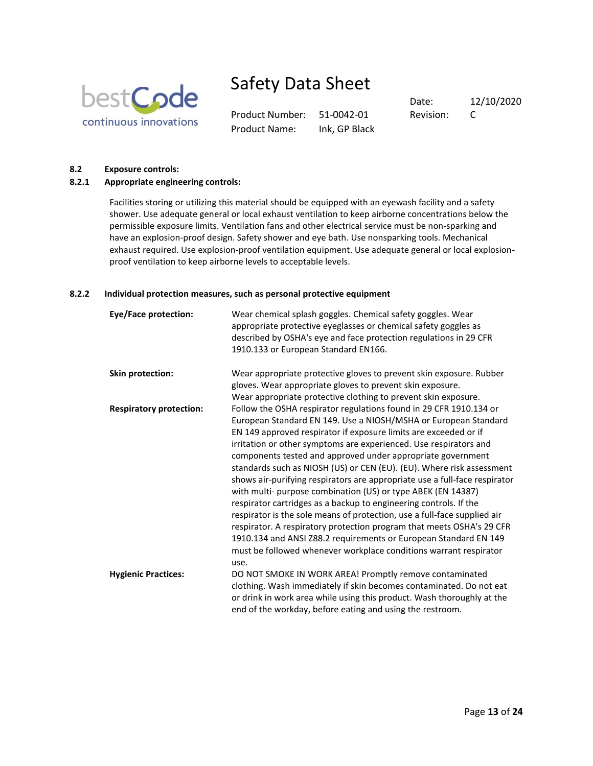### 8.2 Exposure controls:

#### 8.2.1 Appropriate engineering controls:

Facilities storing or utilizing this material should be equipped with an eyewash facility and a safety shower. Use adequate general or local exhaust ventilation to keep airborne concentrations below the permissible exposure limits. Ventilation fans and other electrical service must be non-sparking and have an explosion-proof design. Safety shower and eye bath. Use nonsparking tools. Mechanical exhaust required. Use explosion-proof ventilation equipment. Use adequate general or local explosion-proof ventilation to keep airborne levels to acceptable levels.

#### 8.2.2 Individual protection measures, such as personal protective equipment

**Eye/Face protection:** Wear chemical splash goggles. Chemical safety goggles. Wear appropriate protective eyeglasses or chemical safety goggles as described by OSHA's eye and face protection regulations in 29 CFR 1910.133 or European Standard EN166.

**Skin protection:** Wear appropriate protective gloves to prevent skin exposure. Rubber gloves. Wear appropriate gloves to prevent skin exposure. Wear appropriate protective clothing to prevent skin exposure.

**Respiratory protection:** Follow the OSHA respirator regulations found in 29 CFR 1910.134 or European Standard EN 149. Use a NIOSH/MSHA or European Standard EN 149 approved respirator if exposure limits are exceeded or if irritation or other symptoms are experienced. Use respirators and components tested and approved under appropriate government standards such as NIOSH (US) or CEN (EU). (EU). Where risk assessment shows air-purifying respirators are appropriate use a full-face respirator with multi- purpose combination (US) or type ABEK (EN 14387) respirator cartridges as a backup to engineering controls. If the respirator is the sole means of protection, use a full-face supplied air respirator. A respiratory protection program that meets OSHA's 29 CFR 1910.134 and ANSI Z88.2 requirements or European Standard EN 149 must be followed whenever workplace conditions warrant respirator use.

**Hygienic Practices:** DO NOT SMOKE IN WORK AREA! Promptly remove contaminated clothing. Wash immediately if skin becomes contaminated. Do not eat or drink in work area while using this product. Wash thoroughly at the end of the workday, before eating and using the restroom.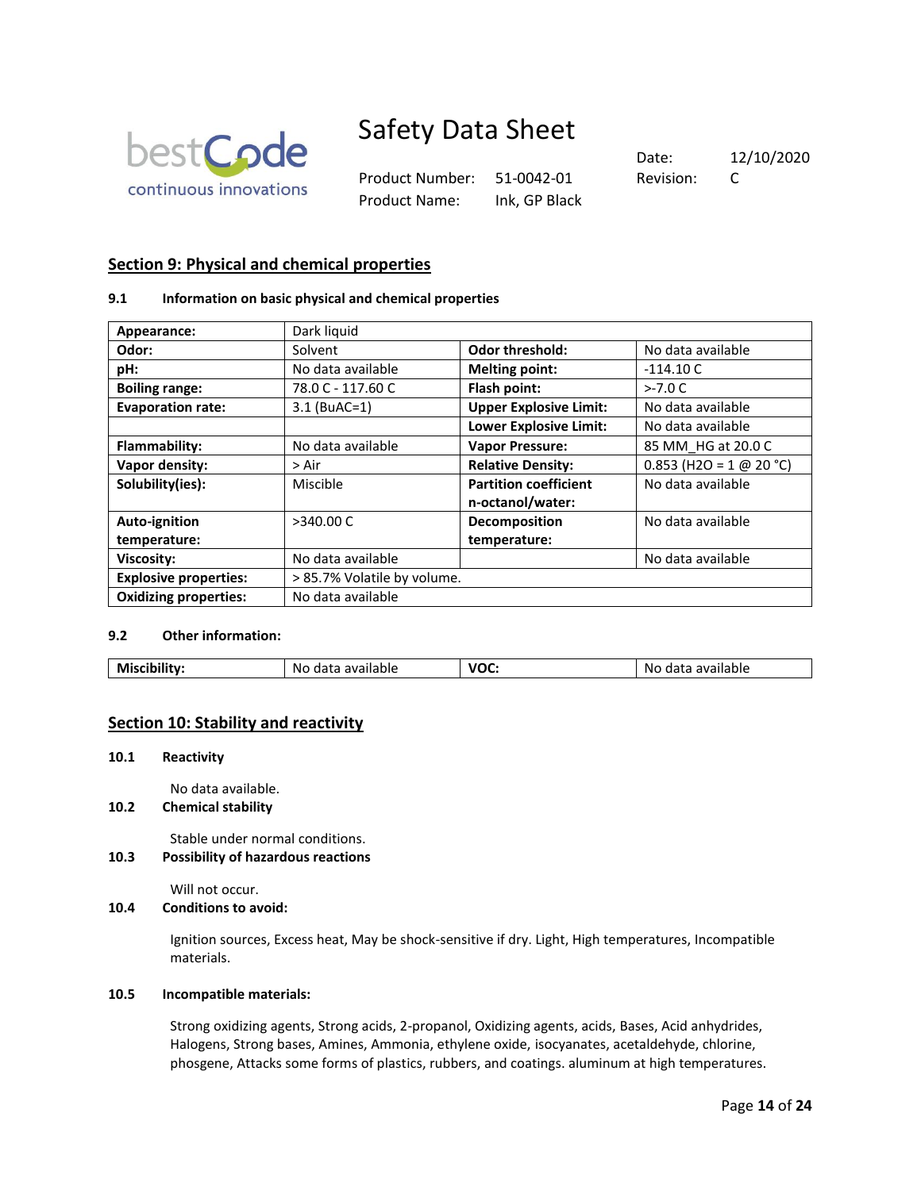## Section 9: Physical and chemical properties

### 9.1 Information on basic physical and chemical properties

| Appearance: | Dark liquid | | |
|---|---|---|---|
| **Odor:** | Solvent | **Odor threshold:** | No data available |
| **pH:** | No data available | **Melting point:** | -114.10 C |
| **Boiling range:** | 78.0 C - 117.60 C | **Flash point:** | >-7.0 C |
| **Evaporation rate:** | 3.1 (BuAC=1) | **Upper Explosive Limit:** | No data available |
| | | **Lower Explosive Limit:** | No data available |
| **Flammability:** | No data available | **Vapor Pressure:** | 85 MM_HG at 20.0 C |
| **Vapor density:** | > Air | **Relative Density:** | 0.853 (H2O = 1 @ 20 °C) |
| **Solubility(ies):** | Miscible | **Partition coefficient n-octanol/water:** | No data available |
| **Auto-ignition temperature:** | >340.00 C | **Decomposition temperature:** | No data available |
| **Viscosity:** | No data available | | No data available |
| **Explosive properties:** | > 85.7% Volatile by volume. | | |
| **Oxidizing properties:** | No data available | | |

### 9.2 Other information:

| Miscibility: | No data available | VOC: | No data available |
|---|---|---|---|

## Section 10: Stability and reactivity

### 10.1 Reactivity

No data available.

### 10.2 Chemical stability

Stable under normal conditions.

### 10.3 Possibility of hazardous reactions

Will not occur.

### 10.4 Conditions to avoid:

Ignition sources, Excess heat, May be shock-sensitive if dry. Light, High temperatures, Incompatible materials.

### 10.5 Incompatible materials:

Strong oxidizing agents, Strong acids, 2-propanol, Oxidizing agents, acids, Bases, Acid anhydrides, Halogens, Strong bases, Amines, Ammonia, ethylene oxide, isocyanates, acetaldehyde, chlorine, phosgene, Attacks some forms of plastics, rubbers, and coatings. aluminum at high temperatures.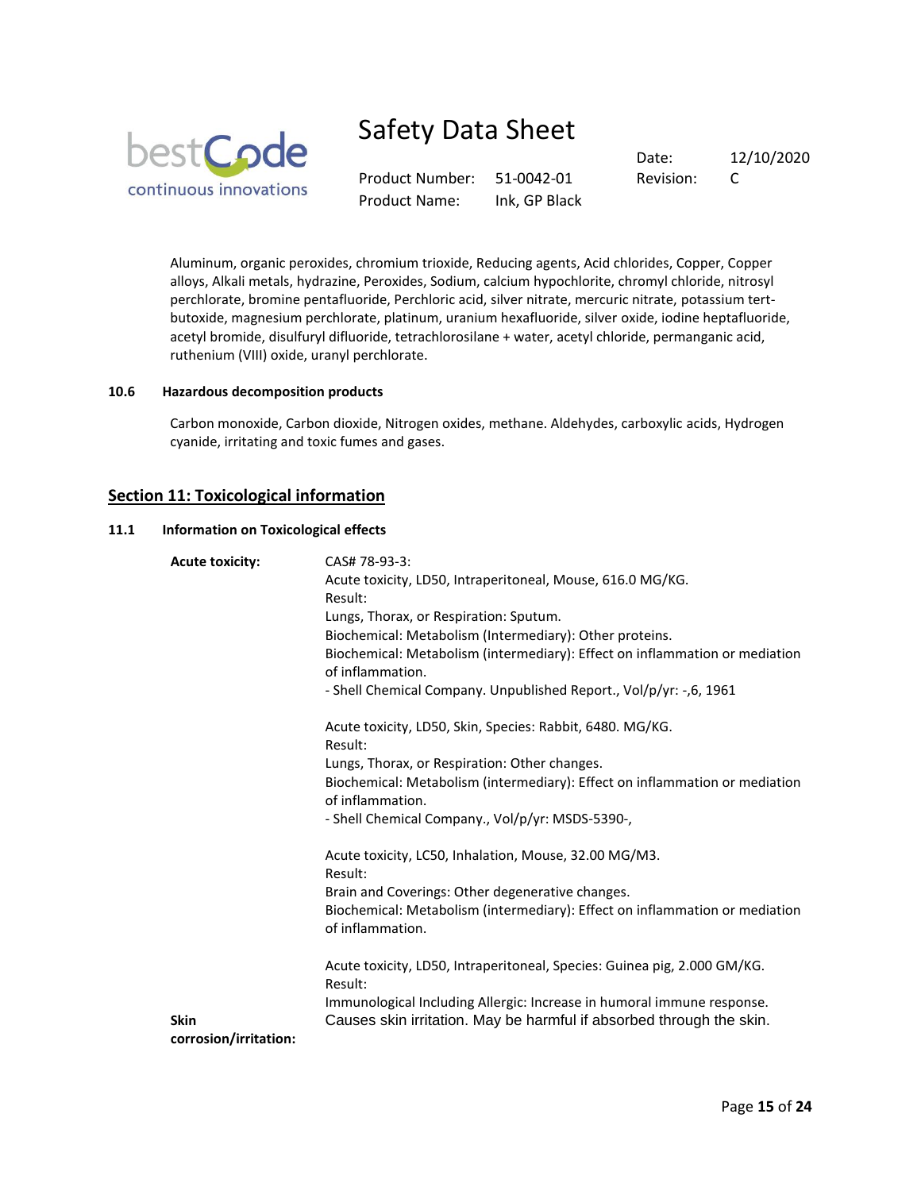Aluminum, organic peroxides, chromium trioxide, Reducing agents, Acid chlorides, Copper, Copper alloys, Alkali metals, hydrazine, Peroxides, Sodium, calcium hypochlorite, chromyl chloride, nitrosyl perchlorate, bromine pentafluoride, Perchloric acid, silver nitrate, mercuric nitrate, potassium tert-butoxide, magnesium perchlorate, platinum, uranium hexafluoride, silver oxide, iodine heptafluoride, acetyl bromide, disulfuryl difluoride, tetrachlorosilane + water, acetyl chloride, permanganic acid, ruthenium (VIII) oxide, uranyl perchlorate.

**10.6 Hazardous decomposition products**

Carbon monoxide, Carbon dioxide, Nitrogen oxides, methane. Aldehydes, carboxylic acids, Hydrogen cyanide, irritating and toxic fumes and gases.

## Section 11: Toxicological information

**11.1 Information on Toxicological effects**

**Acute toxicity:**

CAS# 78-93-3:
Acute toxicity, LD50, Intraperitoneal, Mouse, 616.0 MG/KG.
Result:
Lungs, Thorax, or Respiration: Sputum.
Biochemical: Metabolism (Intermediary): Other proteins.
Biochemical: Metabolism (intermediary): Effect on inflammation or mediation of inflammation.
- Shell Chemical Company. Unpublished Report., Vol/p/yr: -,6, 1961

Acute toxicity, LD50, Skin, Species: Rabbit, 6480. MG/KG.
Result:
Lungs, Thorax, or Respiration: Other changes.
Biochemical: Metabolism (intermediary): Effect on inflammation or mediation of inflammation.
- Shell Chemical Company., Vol/p/yr: MSDS-5390-,

Acute toxicity, LC50, Inhalation, Mouse, 32.00 MG/M3.
Result:
Brain and Coverings: Other degenerative changes.
Biochemical: Metabolism (intermediary): Effect on inflammation or mediation of inflammation.

Acute toxicity, LD50, Intraperitoneal, Species: Guinea pig, 2.000 GM/KG.
Result:
Immunological Including Allergic: Increase in humoral immune response.

**Skin corrosion/irritation:** Causes skin irritation. May be harmful if absorbed through the skin.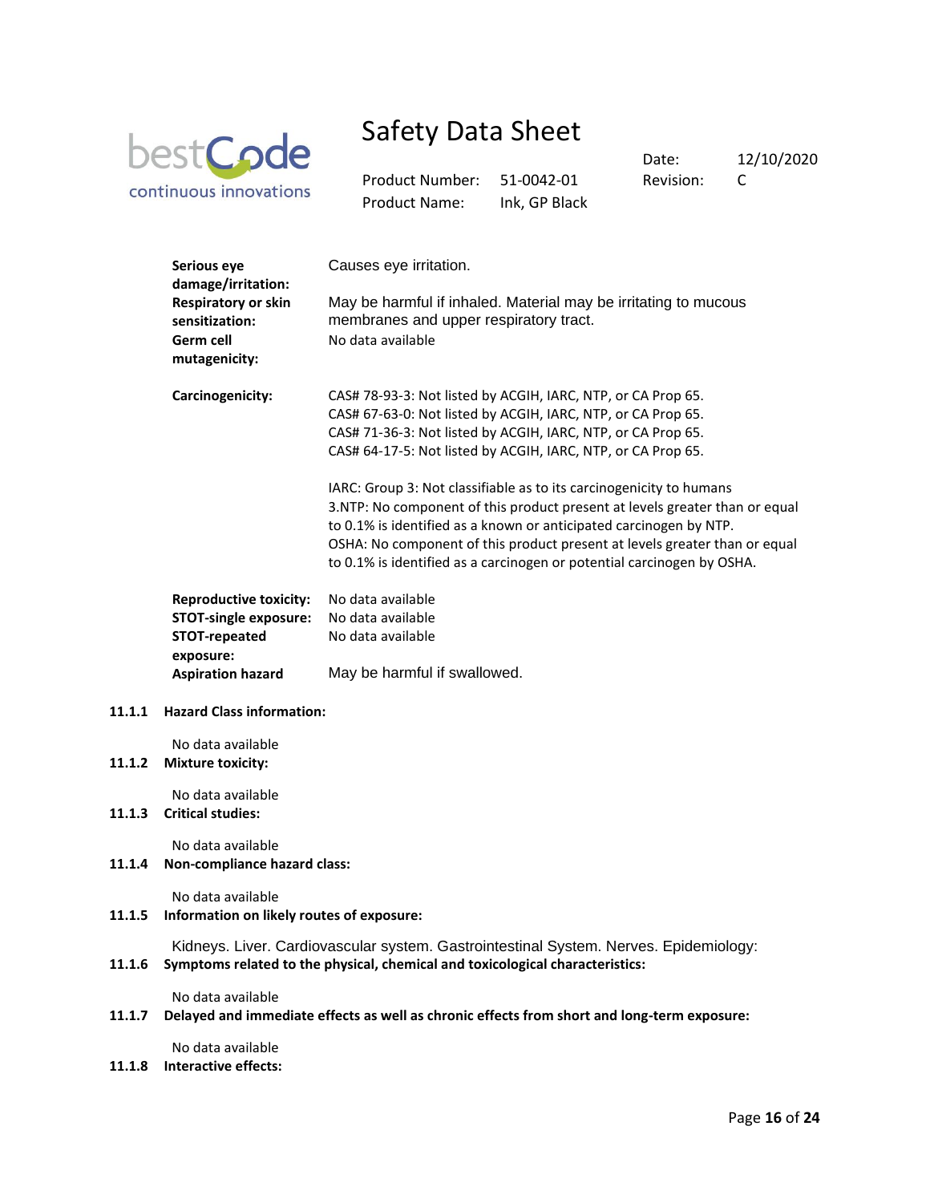| | |
|---|---|
| **Serious eye damage/irritation:** | Causes eye irritation. |
| **Respiratory or skin sensitization:** | May be harmful if inhaled. Material may be irritating to mucous membranes and upper respiratory tract. |
| **Germ cell mutagenicity:** | No data available |
| **Carcinogenicity:** | CAS# 78-93-3: Not listed by ACGIH, IARC, NTP, or CA Prop 65.<br>CAS# 67-63-0: Not listed by ACGIH, IARC, NTP, or CA Prop 65.<br>CAS# 71-36-3: Not listed by ACGIH, IARC, NTP, or CA Prop 65.<br>CAS# 64-17-5: Not listed by ACGIH, IARC, NTP, or CA Prop 65.<br><br>IARC: Group 3: Not classifiable as to its carcinogenicity to humans 3.NTP: No component of this product present at levels greater than or equal to 0.1% is identified as a known or anticipated carcinogen by NTP. OSHA: No component of this product present at levels greater than or equal to 0.1% is identified as a carcinogen or potential carcinogen by OSHA. |
| **Reproductive toxicity:** | No data available |
| **STOT-single exposure:** | No data available |
| **STOT-repeated exposure:** | No data available |
| **Aspiration hazard** | May be harmful if swallowed. |

**11.1.1 Hazard Class information:**

No data available

**11.1.2 Mixture toxicity:**

No data available

**11.1.3 Critical studies:**

No data available

**11.1.4 Non-compliance hazard class:**

No data available

**11.1.5 Information on likely routes of exposure:**

Kidneys. Liver. Cardiovascular system. Gastrointestinal System. Nerves. Epidemiology:

**11.1.6 Symptoms related to the physical, chemical and toxicological characteristics:**

No data available

**11.1.7 Delayed and immediate effects as well as chronic effects from short and long-term exposure:**

No data available

**11.1.8 Interactive effects:**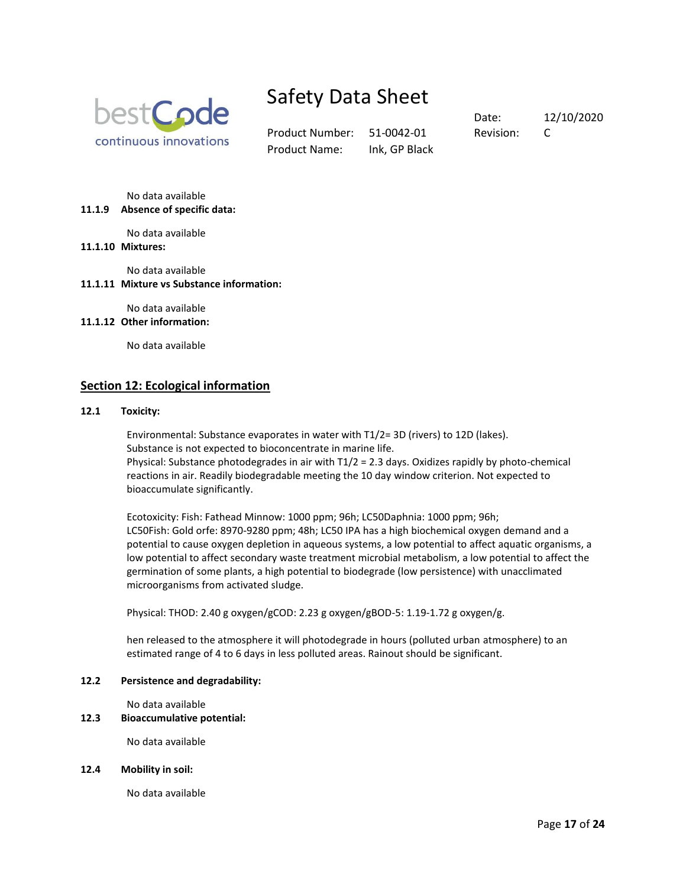No data available

**11.1.9 Absence of specific data:**

No data available

**11.1.10 Mixtures:**

No data available

**11.1.11 Mixture vs Substance information:**

No data available

**11.1.12 Other information:**

No data available

## Section 12: Ecological information

**12.1 Toxicity:**

Environmental: Substance evaporates in water with T1/2= 3D (rivers) to 12D (lakes). Substance is not expected to bioconcentrate in marine life.
Physical: Substance photodegrades in air with T1/2 = 2.3 days. Oxidizes rapidly by photo-chemical reactions in air. Readily biodegradable meeting the 10 day window criterion. Not expected to bioaccumulate significantly.

Ecotoxicity: Fish: Fathead Minnow: 1000 ppm; 96h; LC50Daphnia: 1000 ppm; 96h; LC50Fish: Gold orfe: 8970-9280 ppm; 48h; LC50 IPA has a high biochemical oxygen demand and a potential to cause oxygen depletion in aqueous systems, a low potential to affect aquatic organisms, a low potential to affect secondary waste treatment microbial metabolism, a low potential to affect the germination of some plants, a high potential to biodegrade (low persistence) with unacclimated microorganisms from activated sludge.

Physical: THOD: 2.40 g oxygen/gCOD: 2.23 g oxygen/gBOD-5: 1.19-1.72 g oxygen/g.

hen released to the atmosphere it will photodegrade in hours (polluted urban atmosphere) to an estimated range of 4 to 6 days in less polluted areas. Rainout should be significant.

**12.2 Persistence and degradability:**

No data available

**12.3 Bioaccumulative potential:**

No data available

**12.4 Mobility in soil:**

No data available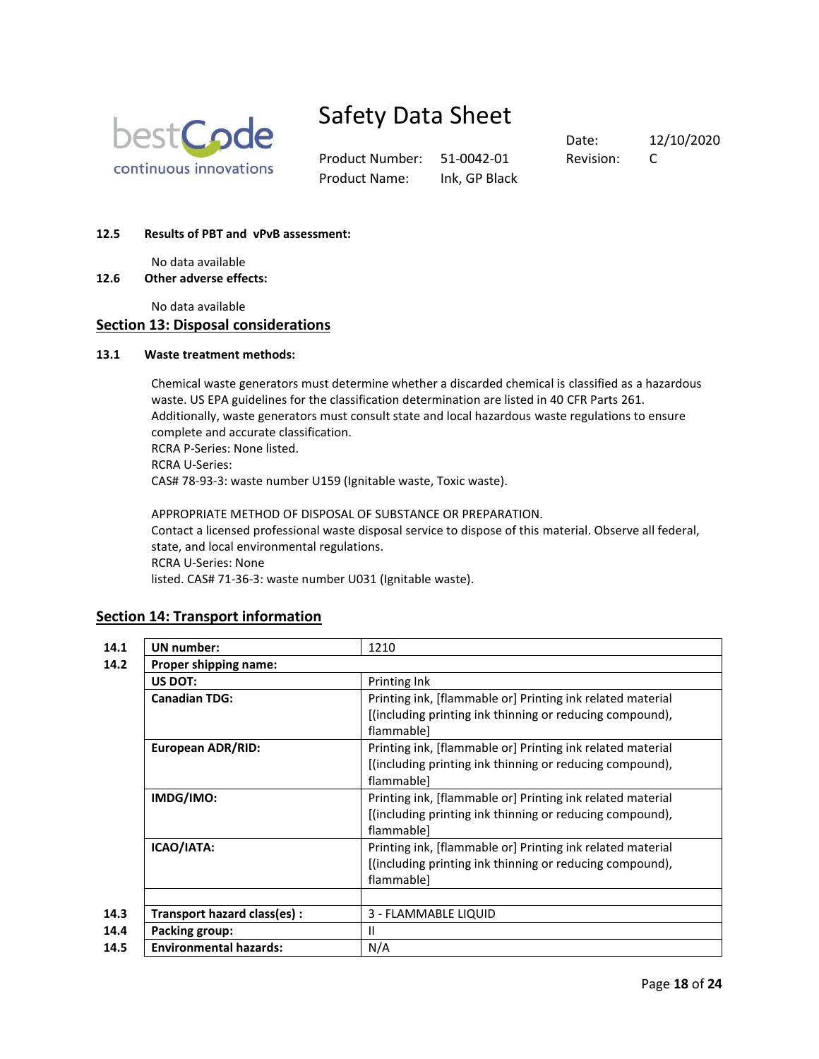**12.5 Results of PBT and vPvB assessment:**

No data available

**12.6 Other adverse effects:**

No data available

## Section 13: Disposal considerations

**13.1 Waste treatment methods:**

Chemical waste generators must determine whether a discarded chemical is classified as a hazardous waste. US EPA guidelines for the classification determination are listed in 40 CFR Parts 261. Additionally, waste generators must consult state and local hazardous waste regulations to ensure complete and accurate classification.
RCRA P-Series: None listed.
RCRA U-Series:
CAS# 78-93-3: waste number U159 (Ignitable waste, Toxic waste).

APPROPRIATE METHOD OF DISPOSAL OF SUBSTANCE OR PREPARATION.
Contact a licensed professional waste disposal service to dispose of this material. Observe all federal, state, and local environmental regulations.
RCRA U-Series: None
listed. CAS# 71-36-3: waste number U031 (Ignitable waste).

## Section 14: Transport information

| | | |
|---|---|---|
| 14.1 | **UN number:** | 1210 |
| 14.2 | **Proper shipping name:** | |
| | **US DOT:** | Printing Ink |
| | **Canadian TDG:** | Printing ink, [flammable or] Printing ink related material [(including printing ink thinning or reducing compound), flammable] |
| | **European ADR/RID:** | Printing ink, [flammable or] Printing ink related material [(including printing ink thinning or reducing compound), flammable] |
| | **IMDG/IMO:** | Printing ink, [flammable or] Printing ink related material [(including printing ink thinning or reducing compound), flammable] |
| | **ICAO/IATA:** | Printing ink, [flammable or] Printing ink related material [(including printing ink thinning or reducing compound), flammable] |
| | | |
| 14.3 | **Transport hazard class(es) :** | 3 - FLAMMABLE LIQUID |
| 14.4 | **Packing group:** | II |
| 14.5 | **Environmental hazards:** | N/A |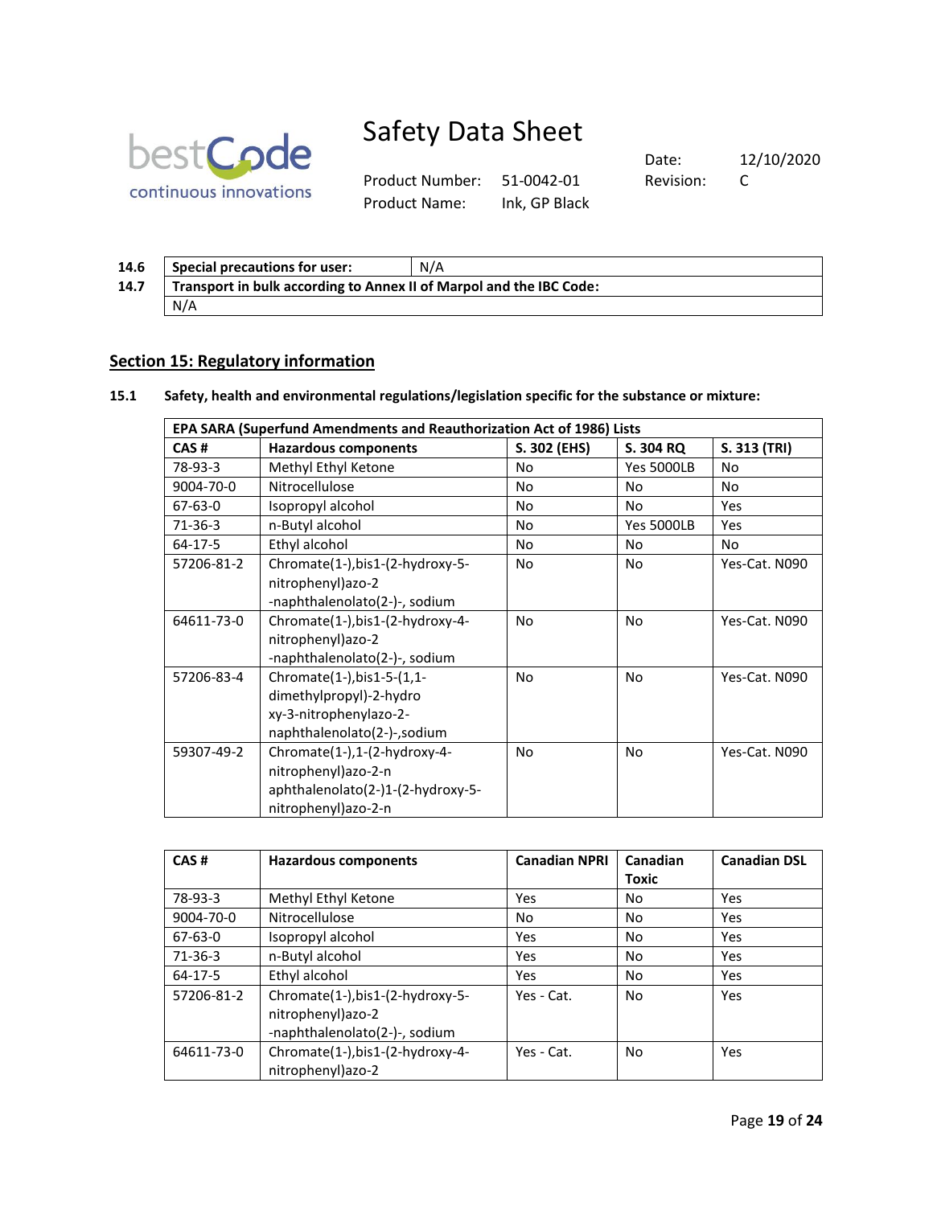| 14.6 | Special precautions for user: | N/A |
|---|---|---|
| 14.7 | Transport in bulk according to Annex II of Marpol and the IBC Code: | |
| | N/A | |

## Section 15: Regulatory information

**15.1 Safety, health and environmental regulations/legislation specific for the substance or mixture:**

| EPA SARA (Superfund Amendments and Reauthorization Act of 1986) Lists | | | | |
|---|---|---|---|---|
| **CAS #** | **Hazardous components** | **S. 302 (EHS)** | **S. 304 RQ** | **S. 313 (TRI)** |
| 78-93-3 | Methyl Ethyl Ketone | No | Yes 5000LB | No |
| 9004-70-0 | Nitrocellulose | No | No | No |
| 67-63-0 | Isopropyl alcohol | No | No | Yes |
| 71-36-3 | n-Butyl alcohol | No | Yes 5000LB | Yes |
| 64-17-5 | Ethyl alcohol | No | No | No |
| 57206-81-2 | Chromate(1-),bis1-(2-hydroxy-5-nitrophenyl)azo-2-naphthalenolato(2-)-, sodium | No | No | Yes-Cat. N090 |
| 64611-73-0 | Chromate(1-),bis1-(2-hydroxy-4-nitrophenyl)azo-2-naphthalenolato(2-)-, sodium | No | No | Yes-Cat. N090 |
| 57206-83-4 | Chromate(1-),bis1-5-(1,1-dimethylpropyl)-2-hydroxy-3-nitrophenylazo-2-naphthalenolato(2-)-,sodium | No | No | Yes-Cat. N090 |
| 59307-49-2 | Chromate(1-),1-(2-hydroxy-4-nitrophenyl)azo-2-naphthalenolato(2-)1-(2-hydroxy-5-nitrophenyl)azo-2-n | No | No | Yes-Cat. N090 |

| CAS # | Hazardous components | Canadian NPRI | Canadian Toxic | Canadian DSL |
|---|---|---|---|---|
| 78-93-3 | Methyl Ethyl Ketone | Yes | No | Yes |
| 9004-70-0 | Nitrocellulose | No | No | Yes |
| 67-63-0 | Isopropyl alcohol | Yes | No | Yes |
| 71-36-3 | n-Butyl alcohol | Yes | No | Yes |
| 64-17-5 | Ethyl alcohol | Yes | No | Yes |
| 57206-81-2 | Chromate(1-),bis1-(2-hydroxy-5-nitrophenyl)azo-2-naphthalenolato(2-)-, sodium | Yes - Cat. | No | Yes |
| 64611-73-0 | Chromate(1-),bis1-(2-hydroxy-4-nitrophenyl)azo-2 | Yes - Cat. | No | Yes |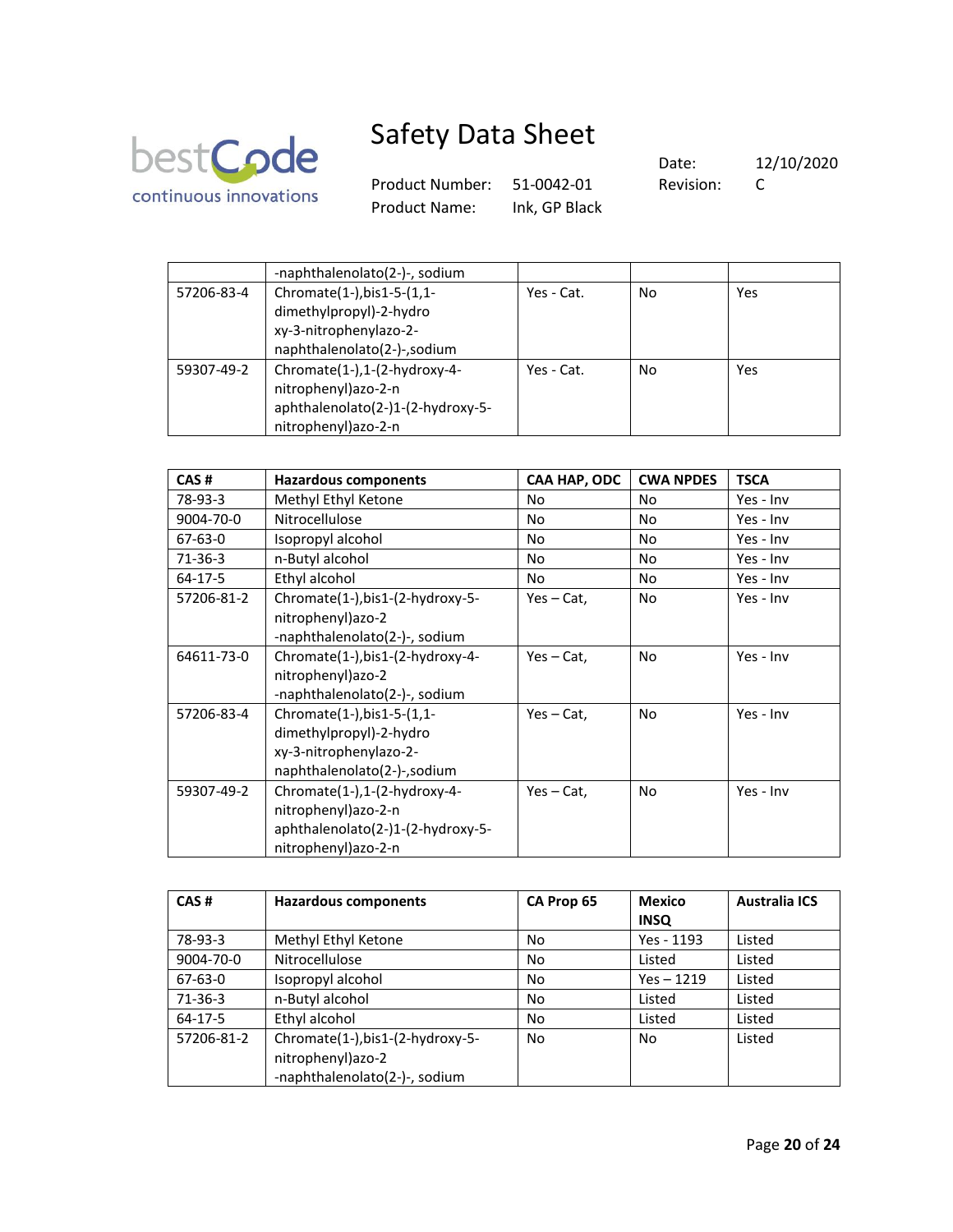|  | -naphthalenolato(2-)-, sodium |  |  |  |
|---|---|---|---|---|
| 57206-83-4 | Chromate(1-),bis1-5-(1,1-dimethylpropyl)-2-hydroxy-3-nitrophenylazo-2-naphthalenolato(2-)-,sodium | Yes - Cat. | No | Yes |
| 59307-49-2 | Chromate(1-),1-(2-hydroxy-4-nitrophenyl)azo-2-naphthalenolato(2-)1-(2-hydroxy-5-nitrophenyl)azo-2-n | Yes - Cat. | No | Yes |

| CAS # | Hazardous components | CAA HAP, ODC | CWA NPDES | TSCA |
|---|---|---|---|---|
| 78-93-3 | Methyl Ethyl Ketone | No | No | Yes - Inv |
| 9004-70-0 | Nitrocellulose | No | No | Yes - Inv |
| 67-63-0 | Isopropyl alcohol | No | No | Yes - Inv |
| 71-36-3 | n-Butyl alcohol | No | No | Yes - Inv |
| 64-17-5 | Ethyl alcohol | No | No | Yes - Inv |
| 57206-81-2 | Chromate(1-),bis1-(2-hydroxy-5-nitrophenyl)azo-2-naphthalenolato(2-)-, sodium | Yes – Cat, | No | Yes - Inv |
| 64611-73-0 | Chromate(1-),bis1-(2-hydroxy-4-nitrophenyl)azo-2-naphthalenolato(2-)-, sodium | Yes – Cat, | No | Yes - Inv |
| 57206-83-4 | Chromate(1-),bis1-5-(1,1-dimethylpropyl)-2-hydroxy-3-nitrophenylazo-2-naphthalenolato(2-)-,sodium | Yes – Cat, | No | Yes - Inv |
| 59307-49-2 | Chromate(1-),1-(2-hydroxy-4-nitrophenyl)azo-2-naphthalenolato(2-)1-(2-hydroxy-5-nitrophenyl)azo-2-n | Yes – Cat, | No | Yes - Inv |

| CAS # | Hazardous components | CA Prop 65 | Mexico INSQ | Australia ICS |
|---|---|---|---|---|
| 78-93-3 | Methyl Ethyl Ketone | No | Yes - 1193 | Listed |
| 9004-70-0 | Nitrocellulose | No | Listed | Listed |
| 67-63-0 | Isopropyl alcohol | No | Yes – 1219 | Listed |
| 71-36-3 | n-Butyl alcohol | No | Listed | Listed |
| 64-17-5 | Ethyl alcohol | No | Listed | Listed |
| 57206-81-2 | Chromate(1-),bis1-(2-hydroxy-5-nitrophenyl)azo-2-naphthalenolato(2-)-, sodium | No | No | Listed |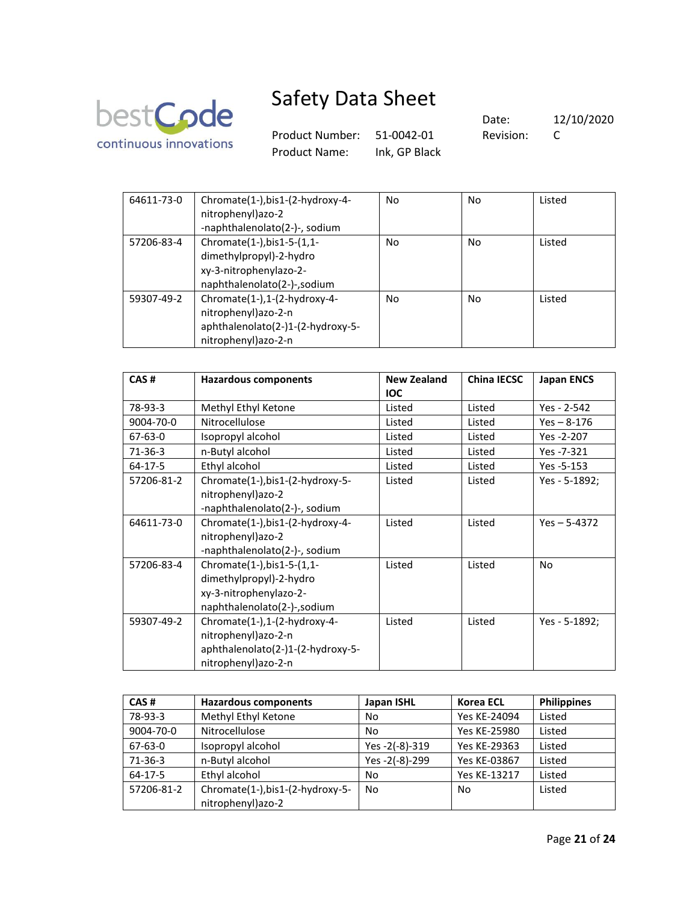| | | | | |
|---|---|---|---|---|
| 64611-73-0 | Chromate(1-),bis1-(2-hydroxy-4-nitrophenyl)azo-2 -naphthalenolato(2-)-, sodium | No | No | Listed |
| 57206-83-4 | Chromate(1-),bis1-5-(1,1-dimethylpropyl)-2-hydro xy-3-nitrophenylazo-2-naphthalenolato(2-)-,sodium | No | No | Listed |
| 59307-49-2 | Chromate(1-),1-(2-hydroxy-4-nitrophenyl)azo-2-n aphthalenolato(2-)1-(2-hydroxy-5-nitrophenyl)azo-2-n | No | No | Listed |

| CAS # | Hazardous components | New Zealand IOC | China IECSC | Japan ENCS |
|---|---|---|---|---|
| 78-93-3 | Methyl Ethyl Ketone | Listed | Listed | Yes - 2-542 |
| 9004-70-0 | Nitrocellulose | Listed | Listed | Yes – 8-176 |
| 67-63-0 | Isopropyl alcohol | Listed | Listed | Yes -2-207 |
| 71-36-3 | n-Butyl alcohol | Listed | Listed | Yes -7-321 |
| 64-17-5 | Ethyl alcohol | Listed | Listed | Yes -5-153 |
| 57206-81-2 | Chromate(1-),bis1-(2-hydroxy-5-nitrophenyl)azo-2 -naphthalenolato(2-)-, sodium | Listed | Listed | Yes - 5-1892; |
| 64611-73-0 | Chromate(1-),bis1-(2-hydroxy-4-nitrophenyl)azo-2 -naphthalenolato(2-)-, sodium | Listed | Listed | Yes – 5-4372 |
| 57206-83-4 | Chromate(1-),bis1-5-(1,1-dimethylpropyl)-2-hydro xy-3-nitrophenylazo-2-naphthalenolato(2-)-,sodium | Listed | Listed | No |
| 59307-49-2 | Chromate(1-),1-(2-hydroxy-4-nitrophenyl)azo-2-n aphthalenolato(2-)1-(2-hydroxy-5-nitrophenyl)azo-2-n | Listed | Listed | Yes - 5-1892; |

| CAS # | Hazardous components | Japan ISHL | Korea ECL | Philippines |
|---|---|---|---|---|
| 78-93-3 | Methyl Ethyl Ketone | No | Yes KE-24094 | Listed |
| 9004-70-0 | Nitrocellulose | No | Yes KE-25980 | Listed |
| 67-63-0 | Isopropyl alcohol | Yes -2(-8)-319 | Yes KE-29363 | Listed |
| 71-36-3 | n-Butyl alcohol | Yes -2(-8)-299 | Yes KE-03867 | Listed |
| 64-17-5 | Ethyl alcohol | No | Yes KE-13217 | Listed |
| 57206-81-2 | Chromate(1-),bis1-(2-hydroxy-5-nitrophenyl)azo-2 | No | No | Listed |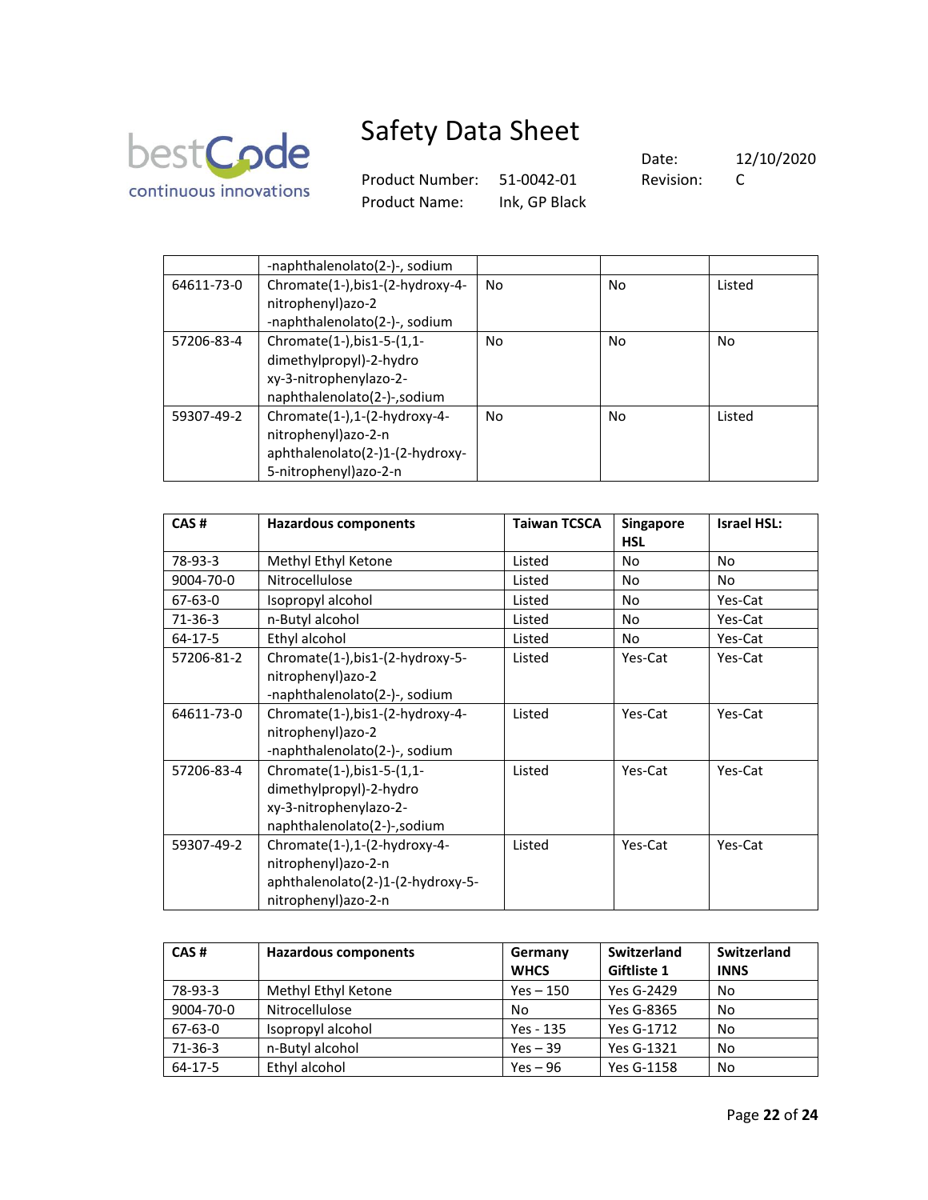| | | | | |
|---|---|---|---|---|
| | -naphthalenolato(2-)-, sodium | | | |
| 64611-73-0 | Chromate(1-),bis1-(2-hydroxy-4-nitrophenyl)azo-2 -naphthalenolato(2-)-, sodium | No | No | Listed |
| 57206-83-4 | Chromate(1-),bis1-5-(1,1-dimethylpropyl)-2-hydroxy-3-nitrophenylazo-2-naphthalenolato(2-)-,sodium | No | No | No |
| 59307-49-2 | Chromate(1-),1-(2-hydroxy-4-nitrophenyl)azo-2-naphthalenolato(2-)1-(2-hydroxy-5-nitrophenyl)azo-2-n | No | No | Listed |

| CAS # | Hazardous components | Taiwan TCSCA | Singapore HSL | Israel HSL: |
|---|---|---|---|---|
| 78-93-3 | Methyl Ethyl Ketone | Listed | No | No |
| 9004-70-0 | Nitrocellulose | Listed | No | No |
| 67-63-0 | Isopropyl alcohol | Listed | No | Yes-Cat |
| 71-36-3 | n-Butyl alcohol | Listed | No | Yes-Cat |
| 64-17-5 | Ethyl alcohol | Listed | No | Yes-Cat |
| 57206-81-2 | Chromate(1-),bis1-(2-hydroxy-5-nitrophenyl)azo-2 -naphthalenolato(2-)-, sodium | Listed | Yes-Cat | Yes-Cat |
| 64611-73-0 | Chromate(1-),bis1-(2-hydroxy-4-nitrophenyl)azo-2 -naphthalenolato(2-)-, sodium | Listed | Yes-Cat | Yes-Cat |
| 57206-83-4 | Chromate(1-),bis1-5-(1,1-dimethylpropyl)-2-hydroxy-3-nitrophenylazo-2-naphthalenolato(2-)-,sodium | Listed | Yes-Cat | Yes-Cat |
| 59307-49-2 | Chromate(1-),1-(2-hydroxy-4-nitrophenyl)azo-2-naphthalenolato(2-)1-(2-hydroxy-5-nitrophenyl)azo-2-n | Listed | Yes-Cat | Yes-Cat |

| CAS # | Hazardous components | Germany WHCS | Switzerland Giftliste 1 | Switzerland INNS |
|---|---|---|---|---|
| 78-93-3 | Methyl Ethyl Ketone | Yes – 150 | Yes G-2429 | No |
| 9004-70-0 | Nitrocellulose | No | Yes G-8365 | No |
| 67-63-0 | Isopropyl alcohol | Yes - 135 | Yes G-1712 | No |
| 71-36-3 | n-Butyl alcohol | Yes – 39 | Yes G-1321 | No |
| 64-17-5 | Ethyl alcohol | Yes – 96 | Yes G-1158 | No |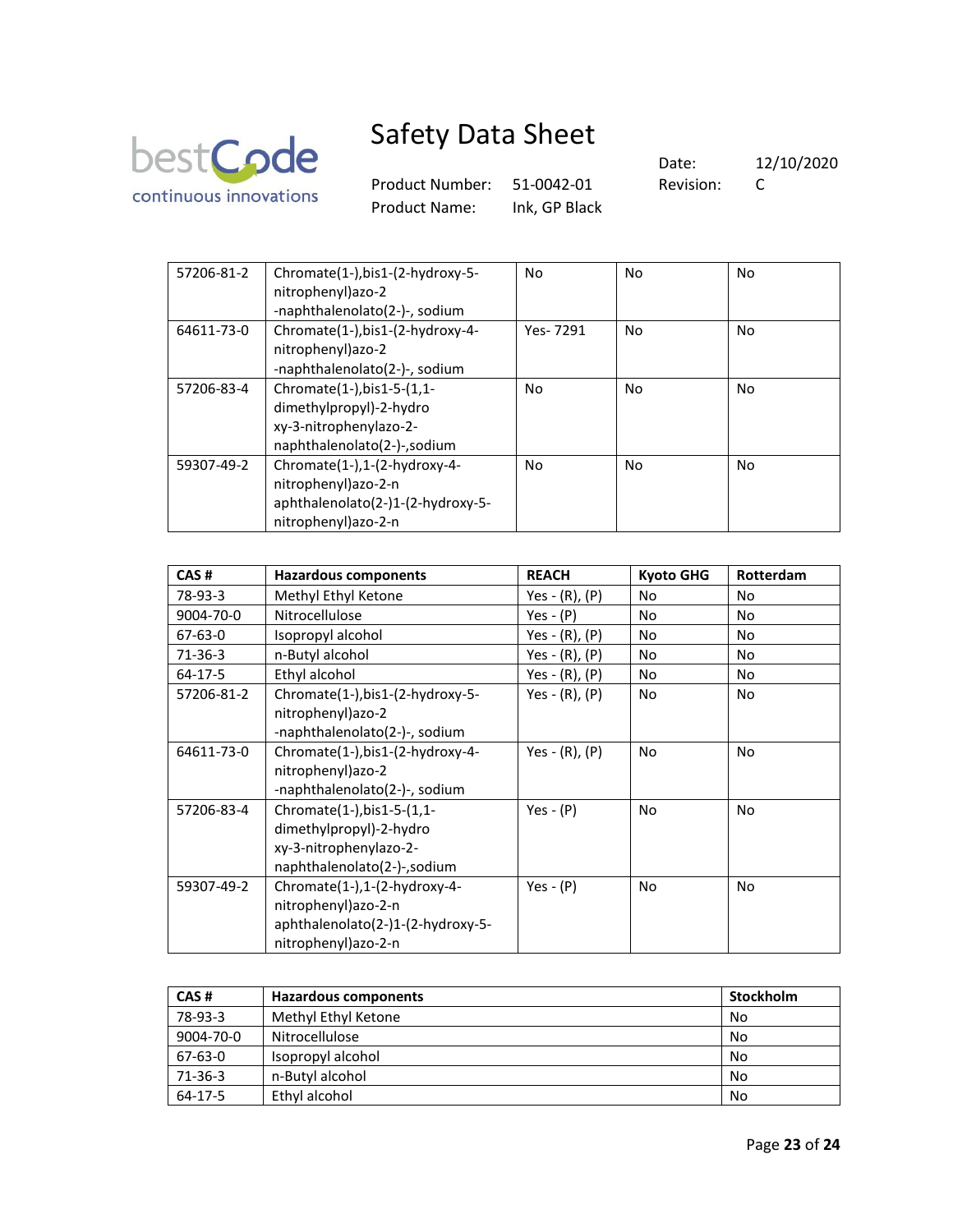| 57206-81-2 | Chromate(1-),bis1-(2-hydroxy-5-nitrophenyl)azo-2-naphthalenolato(2-)-, sodium | No | No | No |
|---|---|---|---|---|
| 64611-73-0 | Chromate(1-),bis1-(2-hydroxy-4-nitrophenyl)azo-2-naphthalenolato(2-)-, sodium | Yes- 7291 | No | No |
| 57206-83-4 | Chromate(1-),bis1-5-(1,1-dimethylpropyl)-2-hydroxy-3-nitrophenylazo-2-naphthalenolato(2-)-,sodium | No | No | No |
| 59307-49-2 | Chromate(1-),1-(2-hydroxy-4-nitrophenyl)azo-2-naphthalenolato(2-)1-(2-hydroxy-5-nitrophenyl)azo-2-n | No | No | No |

| CAS # | Hazardous components | REACH | Kyoto GHG | Rotterdam |
|---|---|---|---|---|
| 78-93-3 | Methyl Ethyl Ketone | Yes - (R), (P) | No | No |
| 9004-70-0 | Nitrocellulose | Yes - (P) | No | No |
| 67-63-0 | Isopropyl alcohol | Yes - (R), (P) | No | No |
| 71-36-3 | n-Butyl alcohol | Yes - (R), (P) | No | No |
| 64-17-5 | Ethyl alcohol | Yes - (R), (P) | No | No |
| 57206-81-2 | Chromate(1-),bis1-(2-hydroxy-5-nitrophenyl)azo-2-naphthalenolato(2-)-, sodium | Yes - (R), (P) | No | No |
| 64611-73-0 | Chromate(1-),bis1-(2-hydroxy-4-nitrophenyl)azo-2-naphthalenolato(2-)-, sodium | Yes - (R), (P) | No | No |
| 57206-83-4 | Chromate(1-),bis1-5-(1,1-dimethylpropyl)-2-hydroxy-3-nitrophenylazo-2-naphthalenolato(2-)-,sodium | Yes - (P) | No | No |
| 59307-49-2 | Chromate(1-),1-(2-hydroxy-4-nitrophenyl)azo-2-naphthalenolato(2-)1-(2-hydroxy-5-nitrophenyl)azo-2-n | Yes - (P) | No | No |

| CAS # | Hazardous components | Stockholm |
|---|---|---|
| 78-93-3 | Methyl Ethyl Ketone | No |
| 9004-70-0 | Nitrocellulose | No |
| 67-63-0 | Isopropyl alcohol | No |
| 71-36-3 | n-Butyl alcohol | No |
| 64-17-5 | Ethyl alcohol | No |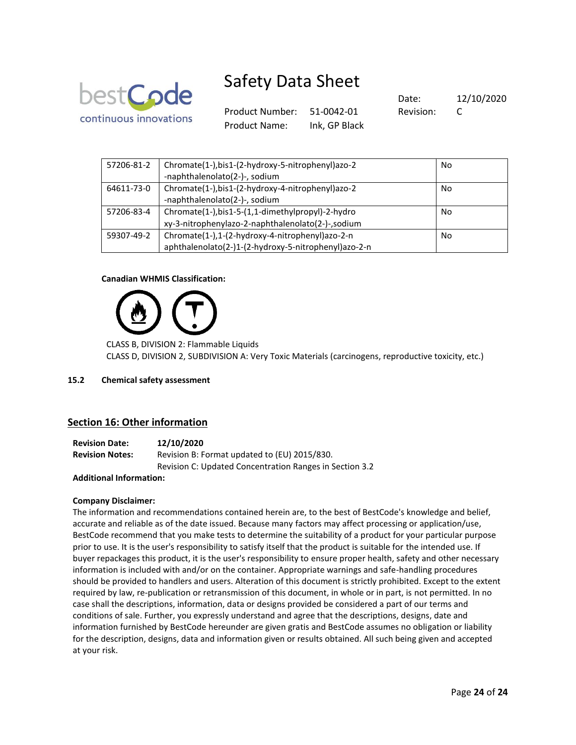| | | |
|---|---|---|
| 57206-81-2 | Chromate(1-),bis1-(2-hydroxy-5-nitrophenyl)azo-2-naphthalenolato(2-)-, sodium | No |
| 64611-73-0 | Chromate(1-),bis1-(2-hydroxy-4-nitrophenyl)azo-2-naphthalenolato(2-)-, sodium | No |
| 57206-83-4 | Chromate(1-),bis1-5-(1,1-dimethylpropyl)-2-hydroxy-3-nitrophenylazo-2-naphthalenolato(2-)-,sodium | No |
| 59307-49-2 | Chromate(1-),1-(2-hydroxy-4-nitrophenyl)azo-2-naphthalenolato(2-)1-(2-hydroxy-5-nitrophenyl)azo-2-n | No |

**Canadian WHMIS Classification:**

CLASS B, DIVISION 2: Flammable Liquids
CLASS D, DIVISION 2, SUBDIVISION A: Very Toxic Materials (carcinogens, reproductive toxicity, etc.)

### 15.2 Chemical safety assessment

## Section 16: Other information

**Revision Date:** **12/10/2020**
**Revision Notes:** Revision B: Format updated to (EU) 2015/830.
Revision C: Updated Concentration Ranges in Section 3.2

**Additional Information:**

**Company Disclaimer:**
The information and recommendations contained herein are, to the best of BestCode's knowledge and belief, accurate and reliable as of the date issued. Because many factors may affect processing or application/use, BestCode recommend that you make tests to determine the suitability of a product for your particular purpose prior to use. It is the user's responsibility to satisfy itself that the product is suitable for the intended use. If buyer repackages this product, it is the user's responsibility to ensure proper health, safety and other necessary information is included with and/or on the container. Appropriate warnings and safe-handling procedures should be provided to handlers and users. Alteration of this document is strictly prohibited. Except to the extent required by law, re-publication or retransmission of this document, in whole or in part, is not permitted. In no case shall the descriptions, information, data or designs provided be considered a part of our terms and conditions of sale. Further, you expressly understand and agree that the descriptions, designs, date and information furnished by BestCode hereunder are given gratis and BestCode assumes no obligation or liability for the description, designs, data and information given or results obtained. All such being given and accepted at your risk.